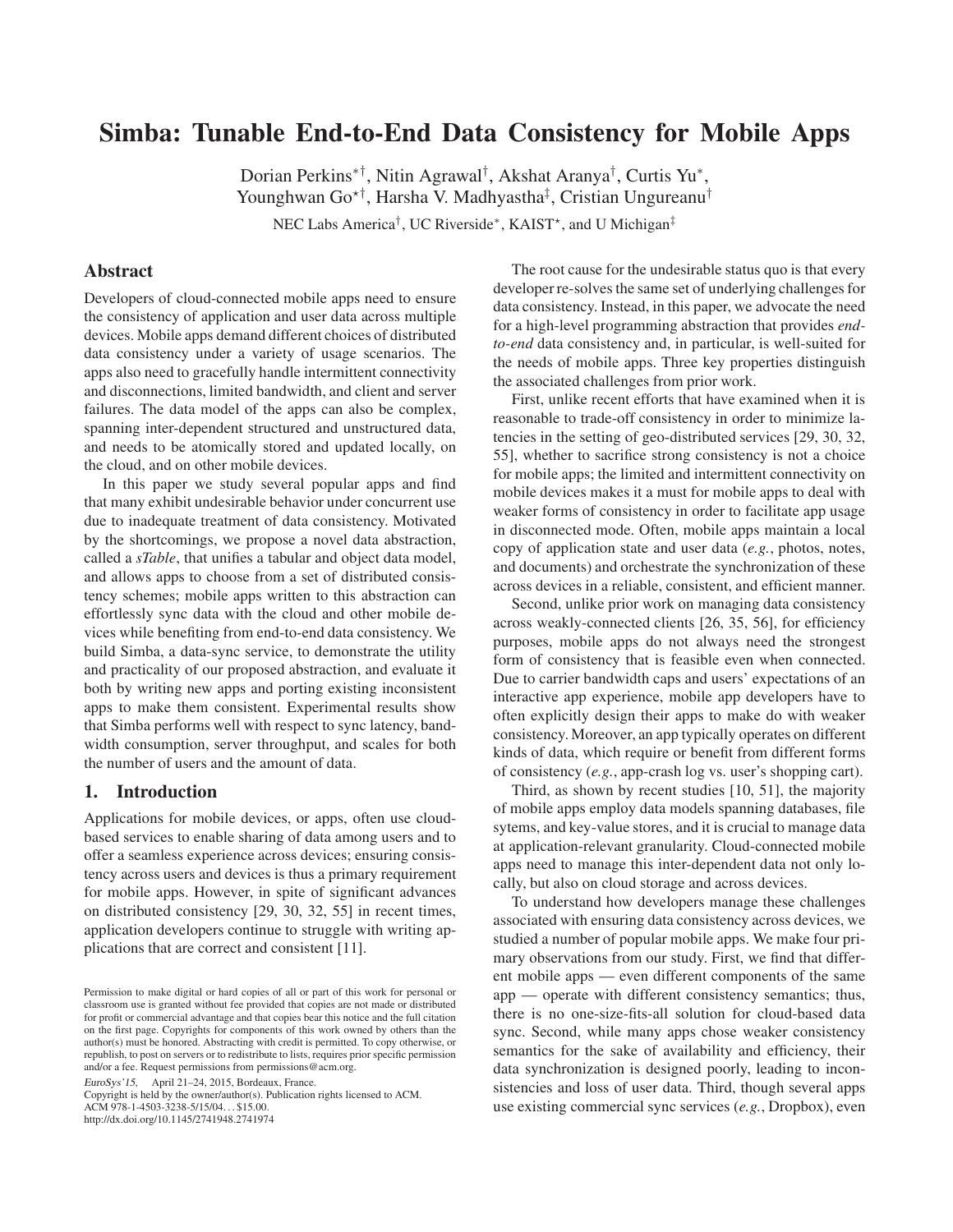# Simba: Tunable End-to-End Data Consistency for Mobile Apps

Dorian Perkins[*†], Nitin Agrawal[†], Akshat Aranya[†], Curtis Yu[*],
Younghwan Go[⋆†], Harsha V. Madhyastha[‡], Cristian Ungureanu[†]

NEC Labs America[†], UC Riverside[*], KAIST[⋆], and U Michigan[‡]

## Abstract

Developers of cloud-connected mobile apps need to ensure the consistency of application and user data across multiple devices. Mobile apps demand different choices of distributed data consistency under a variety of usage scenarios. The apps also need to gracefully handle intermittent connectivity and disconnections, limited bandwidth, and client and server failures. The data model of the apps can also be complex, spanning inter-dependent structured and unstructured data, and needs to be atomically stored and updated locally, on the cloud, and on other mobile devices.

In this paper we study several popular apps and find that many exhibit undesirable behavior under concurrent use due to inadequate treatment of data consistency. Motivated by the shortcomings, we propose a novel data abstraction, called a *sTable*, that unifies a tabular and object data model, and allows apps to choose from a set of distributed consistency schemes; mobile apps written to this abstraction can effortlessly sync data with the cloud and other mobile devices while benefiting from end-to-end data consistency. We build Simba, a data-sync service, to demonstrate the utility and practicality of our proposed abstraction, and evaluate it both by writing new apps and porting existing inconsistent apps to make them consistent. Experimental results show that Simba performs well with respect to sync latency, bandwidth consumption, server throughput, and scales for both the number of users and the amount of data.

## 1. Introduction

Applications for mobile devices, or apps, often use cloud-based services to enable sharing of data among users and to offer a seamless experience across devices; ensuring consistency across users and devices is thus a primary requirement for mobile apps. However, in spite of significant advances on distributed consistency [29, 30, 32, 55] in recent times, application developers continue to struggle with writing applications that are correct and consistent [11].

The root cause for the undesirable status quo is that every developer re-solves the same set of underlying challenges for data consistency. Instead, in this paper, we advocate the need for a high-level programming abstraction that provides *end-to-end* data consistency and, in particular, is well-suited for the needs of mobile apps. Three key properties distinguish the associated challenges from prior work.

First, unlike recent efforts that have examined when it is reasonable to trade-off consistency in order to minimize latencies in the setting of geo-distributed services [29, 30, 32, 55], whether to sacrifice strong consistency is not a choice for mobile apps; the limited and intermittent connectivity on mobile devices makes it a must for mobile apps to deal with weaker forms of consistency in order to facilitate app usage in disconnected mode. Often, mobile apps maintain a local copy of application state and user data (*e.g.*, photos, notes, and documents) and orchestrate the synchronization of these across devices in a reliable, consistent, and efficient manner.

Second, unlike prior work on managing data consistency across weakly-connected clients [26, 35, 56], for efficiency purposes, mobile apps do not always need the strongest form of consistency that is feasible even when connected. Due to carrier bandwidth caps and users' expectations of an interactive app experience, mobile app developers have to often explicitly design their apps to make do with weaker consistency. Moreover, an app typically operates on different kinds of data, which require or benefit from different forms of consistency (*e.g.*, app-crash log vs. user's shopping cart).

Third, as shown by recent studies [10, 51], the majority of mobile apps employ data models spanning databases, file sytems, and key-value stores, and it is crucial to manage data at application-relevant granularity. Cloud-connected mobile apps need to manage this inter-dependent data not only locally, but also on cloud storage and across devices.

To understand how developers manage these challenges associated with ensuring data consistency across devices, we studied a number of popular mobile apps. We make four primary observations from our study. First, we find that different mobile apps — even different components of the same app — operate with different consistency semantics; thus, there is no one-size-fits-all solution for cloud-based data sync. Second, while many apps chose weaker consistency semantics for the sake of availability and efficiency, their data synchronization is designed poorly, leading to inconsistencies and loss of user data. Third, though several apps use existing commercial sync services (*e.g.*, Dropbox), even

Permission to make digital or hard copies of all or part of this work for personal or classroom use is granted without fee provided that copies are not made or distributed for profit or commercial advantage and that copies bear this notice and the full citation on the first page. Copyrights for components of this work owned by others than the author(s) must be honored. Abstracting with credit is permitted. To copy otherwise, or republish, to post on servers or to redistribute to lists, requires prior specific permission and/or a fee. Request permissions from permissions@acm.org.

*EuroSys'15*, April 21–24, 2015, Bordeaux, France.
Copyright is held by the owner/author(s). Publication rights licensed to ACM.
ACM 978-1-4503-3238-5/15/04…$15.00.
http://dx.doi.org/10.1145/2741948.2741974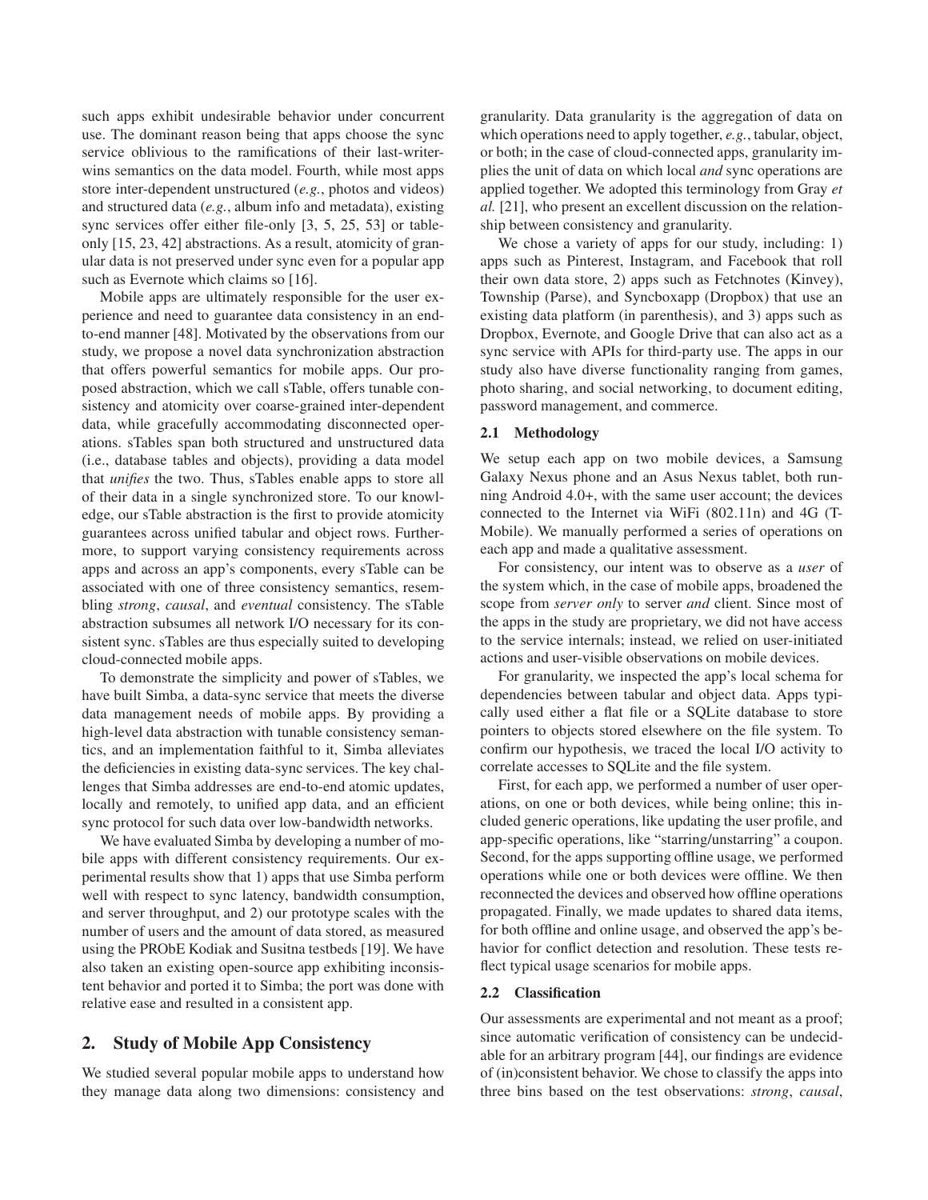such apps exhibit undesirable behavior under concurrent use. The dominant reason being that apps choose the sync service oblivious to the ramifications of their last-writer-wins semantics on the data model. Fourth, while most apps store inter-dependent unstructured (*e.g.*, photos and videos) and structured data (*e.g.*, album info and metadata), existing sync services offer either file-only [3, 5, 25, 53] or table-only [15, 23, 42] abstractions. As a result, atomicity of granular data is not preserved under sync even for a popular app such as Evernote which claims so [16].

Mobile apps are ultimately responsible for the user experience and need to guarantee data consistency in an end-to-end manner [48]. Motivated by the observations from our study, we propose a novel data synchronization abstraction that offers powerful semantics for mobile apps. Our proposed abstraction, which we call sTable, offers tunable consistency and atomicity over coarse-grained inter-dependent data, while gracefully accommodating disconnected operations. sTables span both structured and unstructured data (i.e., database tables and objects), providing a data model that *unifies* the two. Thus, sTables enable apps to store all of their data in a single synchronized store. To our knowledge, our sTable abstraction is the first to provide atomicity guarantees across unified tabular and object rows. Furthermore, to support varying consistency requirements across apps and across an app's components, every sTable can be associated with one of three consistency semantics, resembling *strong*, *causal*, and *eventual* consistency. The sTable abstraction subsumes all network I/O necessary for its consistent sync. sTables are thus especially suited to developing cloud-connected mobile apps.

To demonstrate the simplicity and power of sTables, we have built Simba, a data-sync service that meets the diverse data management needs of mobile apps. By providing a high-level data abstraction with tunable consistency semantics, and an implementation faithful to it, Simba alleviates the deficiencies in existing data-sync services. The key challenges that Simba addresses are end-to-end atomic updates, locally and remotely, to unified app data, and an efficient sync protocol for such data over low-bandwidth networks.

We have evaluated Simba by developing a number of mobile apps with different consistency requirements. Our experimental results show that 1) apps that use Simba perform well with respect to sync latency, bandwidth consumption, and server throughput, and 2) our prototype scales with the number of users and the amount of data stored, as measured using the PRObE Kodiak and Susitna testbeds [19]. We have also taken an existing open-source app exhibiting inconsistent behavior and ported it to Simba; the port was done with relative ease and resulted in a consistent app.

## 2. Study of Mobile App Consistency

We studied several popular mobile apps to understand how they manage data along two dimensions: consistency and granularity. Data granularity is the aggregation of data on which operations need to apply together, *e.g.*, tabular, object, or both; in the case of cloud-connected apps, granularity implies the unit of data on which local *and* sync operations are applied together. We adopted this terminology from Gray *et al.* [21], who present an excellent discussion on the relationship between consistency and granularity.

We chose a variety of apps for our study, including: 1) apps such as Pinterest, Instagram, and Facebook that roll their own data store, 2) apps such as Fetchnotes (Kinvey), Township (Parse), and Syncboxapp (Dropbox) that use an existing data platform (in parenthesis), and 3) apps such as Dropbox, Evernote, and Google Drive that can also act as a sync service with APIs for third-party use. The apps in our study also have diverse functionality ranging from games, photo sharing, and social networking, to document editing, password management, and commerce.

### 2.1 Methodology

We setup each app on two mobile devices, a Samsung Galaxy Nexus phone and an Asus Nexus tablet, both running Android 4.0+, with the same user account; the devices connected to the Internet via WiFi (802.11n) and 4G (T-Mobile). We manually performed a series of operations on each app and made a qualitative assessment.

For consistency, our intent was to observe as a *user* of the system which, in the case of mobile apps, broadened the scope from *server only* to server *and* client. Since most of the apps in the study are proprietary, we did not have access to the service internals; instead, we relied on user-initiated actions and user-visible observations on mobile devices.

For granularity, we inspected the app's local schema for dependencies between tabular and object data. Apps typically used either a flat file or a SQLite database to store pointers to objects stored elsewhere on the file system. To confirm our hypothesis, we traced the local I/O activity to correlate accesses to SQLite and the file system.

First, for each app, we performed a number of user operations, on one or both devices, while being online; this included generic operations, like updating the user profile, and app-specific operations, like "starring/unstarring" a coupon. Second, for the apps supporting offline usage, we performed operations while one or both devices were offline. We then reconnected the devices and observed how offline operations propagated. Finally, we made updates to shared data items, for both offline and online usage, and observed the app's behavior for conflict detection and resolution. These tests reflect typical usage scenarios for mobile apps.

### 2.2 Classification

Our assessments are experimental and not meant as a proof; since automatic verification of consistency can be undecidable for an arbitrary program [44], our findings are evidence of (in)consistent behavior. We chose to classify the apps into three bins based on the test observations: *strong*, *causal*,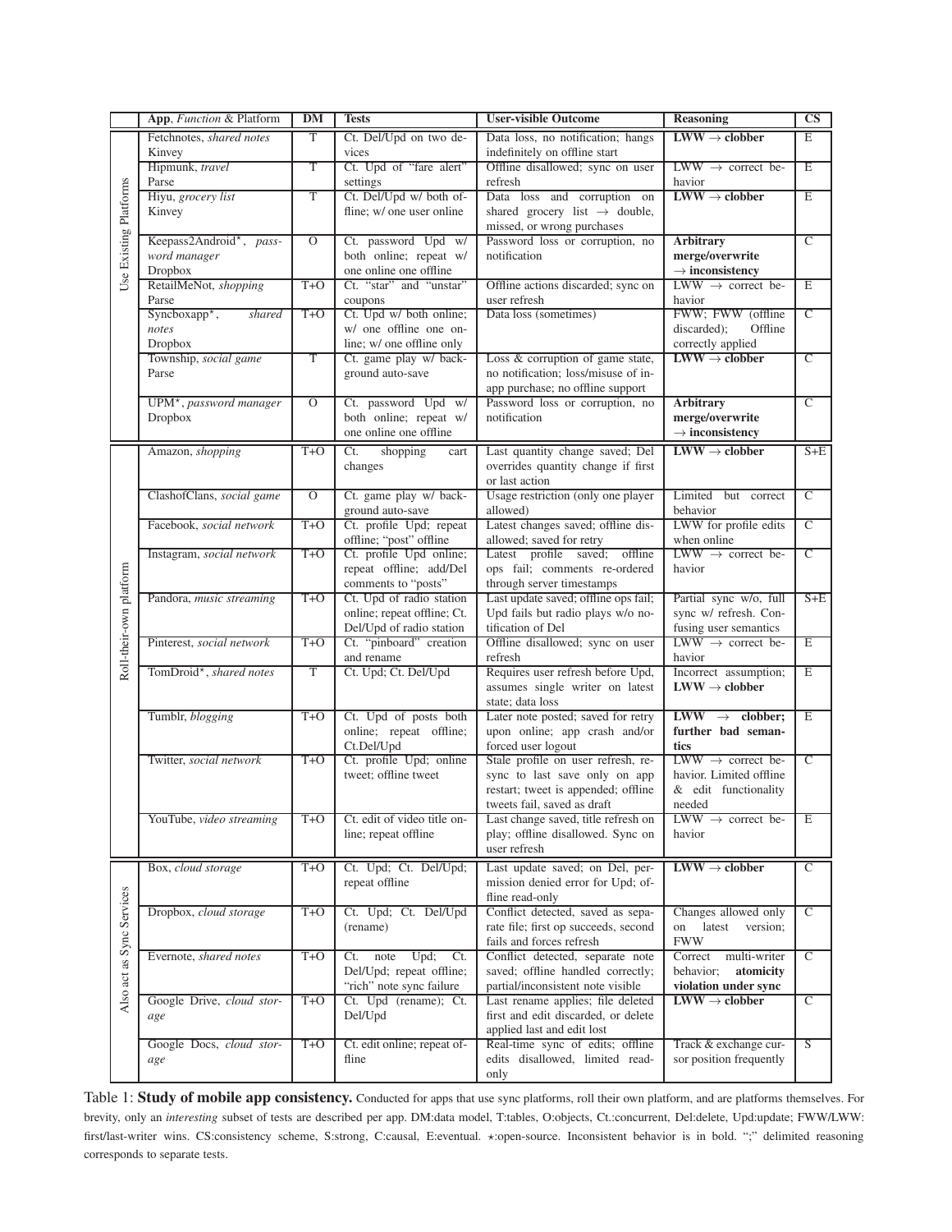|  | App, *Function* & Platform | DM | Tests | User-visible Outcome | Reasoning | CS |
|---|---|---|---|---|---|---|
| Use Existing Platforms | Fetchnotes, *shared notes* Kinvey | T | Ct. Del/Upd on two devices | Data loss, no notification; hangs indefinitely on offline start | **LWW → clobber** | E |
|  | Hipmunk, *travel* Parse | T | Ct. Upd of "fare alert" settings | Offline disallowed; sync on user refresh | LWW → correct behavior | E |
|  | Hiyu, *grocery list* Kinvey | T | Ct. Del/Upd w/ both offline; w/ one user online | Data loss and corruption on shared grocery list → double, missed, or wrong purchases | **LWW → clobber** | E |
|  | Keepass2Android⋆, *password manager* Dropbox | O | Ct. password Upd w/ both online; repeat w/ one online one offline | Password loss or corruption, no notification | **Arbitrary merge/overwrite → inconsistency** | C |
|  | RetailMeNot, *shopping* Parse | T+O | Ct. "star" and "unstar" coupons | Offline actions discarded; sync on user refresh | LWW → correct behavior | E |
|  | Syncboxapp⋆, *shared notes* Dropbox | T+O | Ct. Upd w/ both online; w/ one offline one online; w/ one offline only | Data loss (sometimes) | FWW; FWW (offline discarded); Offline correctly applied | C |
|  | Township, *social game* Parse | T | Ct. game play w/ background auto-save | Loss & corruption of game state, no notification; loss/misuse of in-app purchase; no offline support | **LWW → clobber** | C |
|  | UPM⋆, *password manager* Dropbox | O | Ct. password Upd w/ both online; repeat w/ one online one offline | Password loss or corruption, no notification | **Arbitrary merge/overwrite → inconsistency** | C |
| Roll-their-own platform | Amazon, *shopping* | T+O | Ct. shopping cart changes | Last quantity change saved; Del overrides quantity change if first or last action | **LWW → clobber** | S+E |
|  | ClashofClans, *social game* | O | Ct. game play w/ background auto-save | Usage restriction (only one player allowed) | Limited but correct behavior | C |
|  | Facebook, *social network* | T+O | Ct. profile Upd; repeat offline; "post" offline | Latest changes saved; offline disallowed; saved for retry | LWW for profile edits when online | C |
|  | Instagram, *social network* | T+O | Ct. profile Upd online; repeat offline; add/Del comments to "posts" | Latest profile saved; offline ops fail; comments re-ordered through server timestamps | LWW → correct behavior | C |
|  | Pandora, *music streaming* | T+O | Ct. Upd of radio station online; repeat offline; Ct. Del/Upd of radio station | Last update saved; offline ops fail; Upd fails but radio plays w/o notification of Del | Partial sync w/o, full sync w/ refresh. Confusing user semantics | S+E |
|  | Pinterest, *social network* | T+O | Ct. "pinboard" creation and rename | Offline disallowed, sync on user refresh | LWW → correct behavior | E |
|  | TomDroid⋆, *shared notes* | T | Ct. Upd; Ct. Del/Upd | Requires user refresh before Upd, assumes single writer on latest state; data loss | Incorrect assumption; **LWW → clobber** | E |
|  | Tumblr, *blogging* | T+O | Ct. Upd of posts both online; repeat offline; Ct.Del/Upd | Later note posted; saved for retry upon online; app crash and/or forced user logout | **LWW → clobber; further bad semantics** | E |
|  | Twitter, *social network* | T+O | Ct. profile Upd; online tweet; offline tweet | Stale profile on user refresh, resync to last save only on app restart; tweet is appended; offline tweets fail, saved as draft | LWW → correct behavior. Limited offline & edit functionality needed | C |
|  | YouTube, *video streaming* | T+O | Ct. edit of video title online; repeat offline | Last change saved, title refresh on play; offline disallowed. Sync on user refresh | LWW → correct behavior | E |
| Also act as Sync Services | Box, *cloud storage* | T+O | Ct. Upd; Ct. Del/Upd; repeat offline | Last update saved; on Del, permission denied error for Upd; offline read-only | **LWW → clobber** | C |
|  | Dropbox, *cloud storage* | T+O | Ct. Upd; Ct. Del/Upd (rename) | Conflict detected, saved as separate file; first op succeeds, second fails and forces refresh | Changes allowed only on latest version; FWW | C |
|  | Evernote, *shared notes* | T+O | Ct. note Upd; Ct. Del/Upd; repeat offline; "rich" note sync failure | Conflict detected, separate note saved; offline handled correctly; partial/inconsistent note visible | Correct multi-writer behavior; **atomicity violation under sync** | C |
|  | Google Drive, *cloud storage* | T+O | Ct. Upd (rename); Ct. Del/Upd | Last rename applies; file deleted first and edit discarded, or delete applied last and edit lost | **LWW → clobber** | C |
|  | Google Docs, *cloud storage* | T+O | Ct. edit online; repeat offline | Real-time sync of edits; offline edits disallowed, limited read-only | Track & exchange cursor position frequently | S |

Table 1: **Study of mobile app consistency.** Conducted for apps that use sync platforms, roll their own platform, and are platforms themselves. For brevity, only an *interesting* subset of tests are described per app. DM:data model, T:tables, O:objects, Ct.:concurrent, Del:delete, Upd:update; FWW/LWW: first/last-writer wins. CS:consistency scheme, S:strong, C:causal, E:eventual. ⋆:open-source. Inconsistent behavior is in bold. ";" delimited reasoning corresponds to separate tests.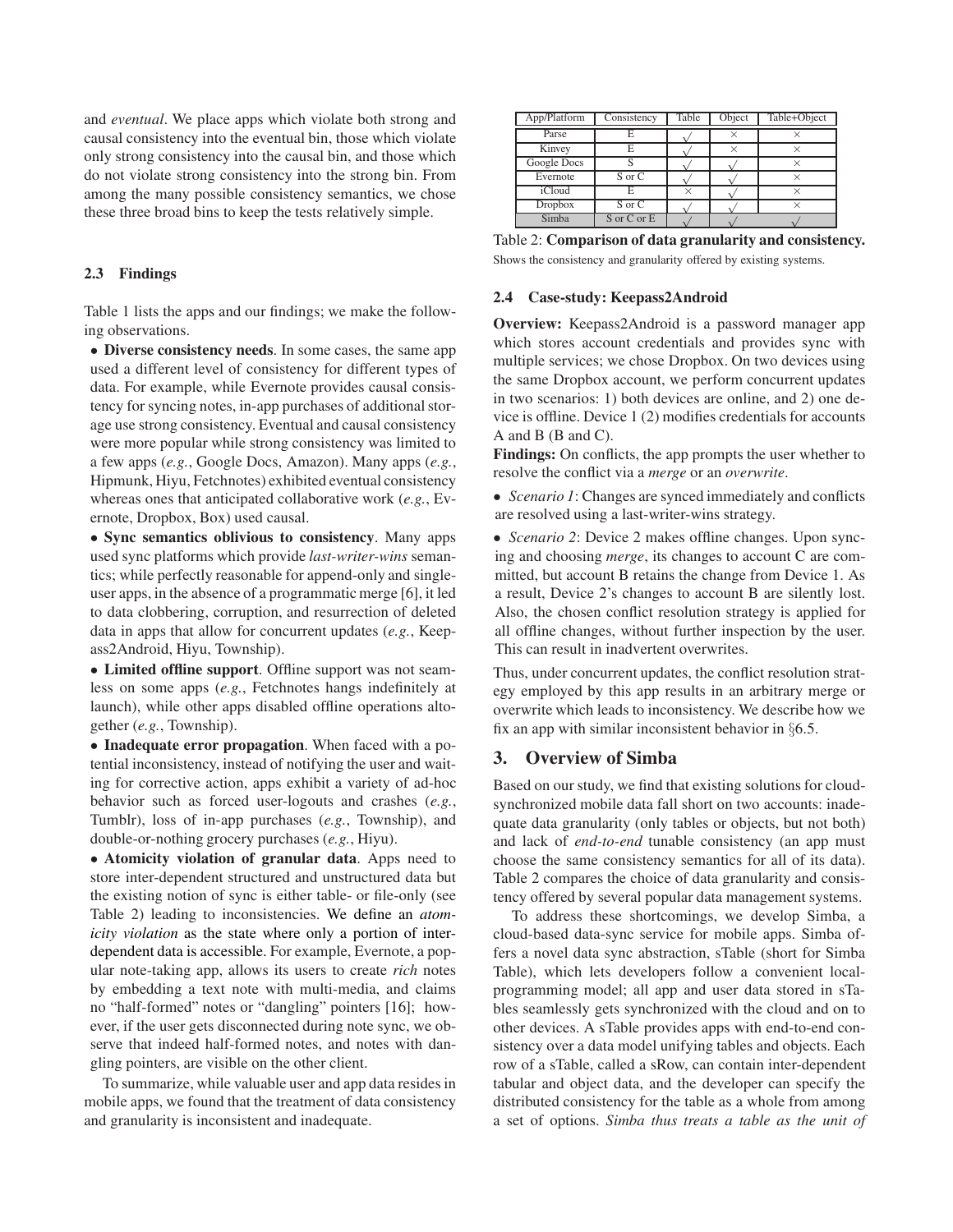and *eventual*. We place apps which violate both strong and causal consistency into the eventual bin, those which violate only strong consistency into the causal bin, and those which do not violate strong consistency into the strong bin. From among the many possible consistency semantics, we chose these three broad bins to keep the tests relatively simple.

### 2.3 Findings

Table 1 lists the apps and our findings; we make the following observations.

- **Diverse consistency needs**. In some cases, the same app used a different level of consistency for different types of data. For example, while Evernote provides causal consistency for syncing notes, in-app purchases of additional storage use strong consistency. Eventual and causal consistency were more popular while strong consistency was limited to a few apps (*e.g.*, Google Docs, Amazon). Many apps (*e.g.*, Hipmunk, Hiyu, Fetchnotes) exhibited eventual consistency whereas ones that anticipated collaborative work (*e.g.*, Evernote, Dropbox, Box) used causal.
- **Sync semantics oblivious to consistency**. Many apps used sync platforms which provide *last-writer-wins* semantics; while perfectly reasonable for append-only and single-user apps, in the absence of a programmatic merge [6], it led to data clobbering, corruption, and resurrection of deleted data in apps that allow for concurrent updates (*e.g.*, Keepass2Android, Hiyu, Township).
- **Limited offline support**. Offline support was not seamless on some apps (*e.g.*, Fetchnotes hangs indefinitely at launch), while other apps disabled offline operations altogether (*e.g.*, Township).
- **Inadequate error propagation**. When faced with a potential inconsistency, instead of notifying the user and waiting for corrective action, apps exhibit a variety of ad-hoc behavior such as forced user-logouts and crashes (*e.g.*, Tumblr), loss of in-app purchases (*e.g.*, Township), and double-or-nothing grocery purchases (*e.g.*, Hiyu).
- **Atomicity violation of granular data**. Apps need to store inter-dependent structured and unstructured data but the existing notion of sync is either table- or file-only (see Table 2) leading to inconsistencies. We define an *atomicity violation* as the state where only a portion of inter-dependent data is accessible. For example, Evernote, a popular note-taking app, allows its users to create *rich* notes by embedding a text note with multi-media, and claims no "half-formed" notes or "dangling" pointers [16]; however, if the user gets disconnected during note sync, we observe that indeed half-formed notes, and notes with dangling pointers, are visible on the other client.

To summarize, while valuable user and app data resides in mobile apps, we found that the treatment of data consistency and granularity is inconsistent and inadequate.

| App/Platform | Consistency | Table | Object | Table+Object |
|---|---|---|---|---|
| Parse | E | √ | × | × |
| Kinvey | E | √ | × | × |
| Google Docs | S | √ | √ | × |
| Evernote | S or C | √ | √ | × |
| iCloud | E | × | √ | × |
| Dropbox | S or C | √ | √ | × |
| Simba | S or C or E | √ | √ | √ |

Table 2: **Comparison of data granularity and consistency.** Shows the consistency and granularity offered by existing systems.

### 2.4 Case-study: Keepass2Android

**Overview:** Keepass2Android is a password manager app which stores account credentials and provides sync with multiple services; we chose Dropbox. On two devices using the same Dropbox account, we perform concurrent updates in two scenarios: 1) both devices are online, and 2) one device is offline. Device 1 (2) modifies credentials for accounts A and B (B and C).

**Findings:** On conflicts, the app prompts the user whether to resolve the conflict via a *merge* or an *overwrite*.

- *Scenario 1*: Changes are synced immediately and conflicts are resolved using a last-writer-wins strategy.
- *Scenario 2*: Device 2 makes offline changes. Upon syncing and choosing *merge*, its changes to account C are committed, but account B retains the change from Device 1. As a result, Device 2's changes to account B are silently lost. Also, the chosen conflict resolution strategy is applied for all offline changes, without further inspection by the user. This can result in inadvertent overwrites.

Thus, under concurrent updates, the conflict resolution strategy employed by this app results in an arbitrary merge or overwrite which leads to inconsistency. We describe how we fix an app with similar inconsistent behavior in §6.5.

## 3. Overview of Simba

Based on our study, we find that existing solutions for cloud-synchronized mobile data fall short on two accounts: inadequate data granularity (only tables or objects, but not both) and lack of *end-to-end* tunable consistency (an app must choose the same consistency semantics for all of its data). Table 2 compares the choice of data granularity and consistency offered by several popular data management systems.

To address these shortcomings, we develop Simba, a cloud-based data-sync service for mobile apps. Simba offers a novel data sync abstraction, sTable (short for Simba Table), which lets developers follow a convenient local-programming model; all app and user data stored in sTables seamlessly gets synchronized with the cloud and on to other devices. A sTable provides apps with end-to-end consistency over a data model unifying tables and objects. Each row of a sTable, called a sRow, can contain inter-dependent tabular and object data, and the developer can specify the distributed consistency for the table as a whole from among a set of options. *Simba thus treats a table as the unit of*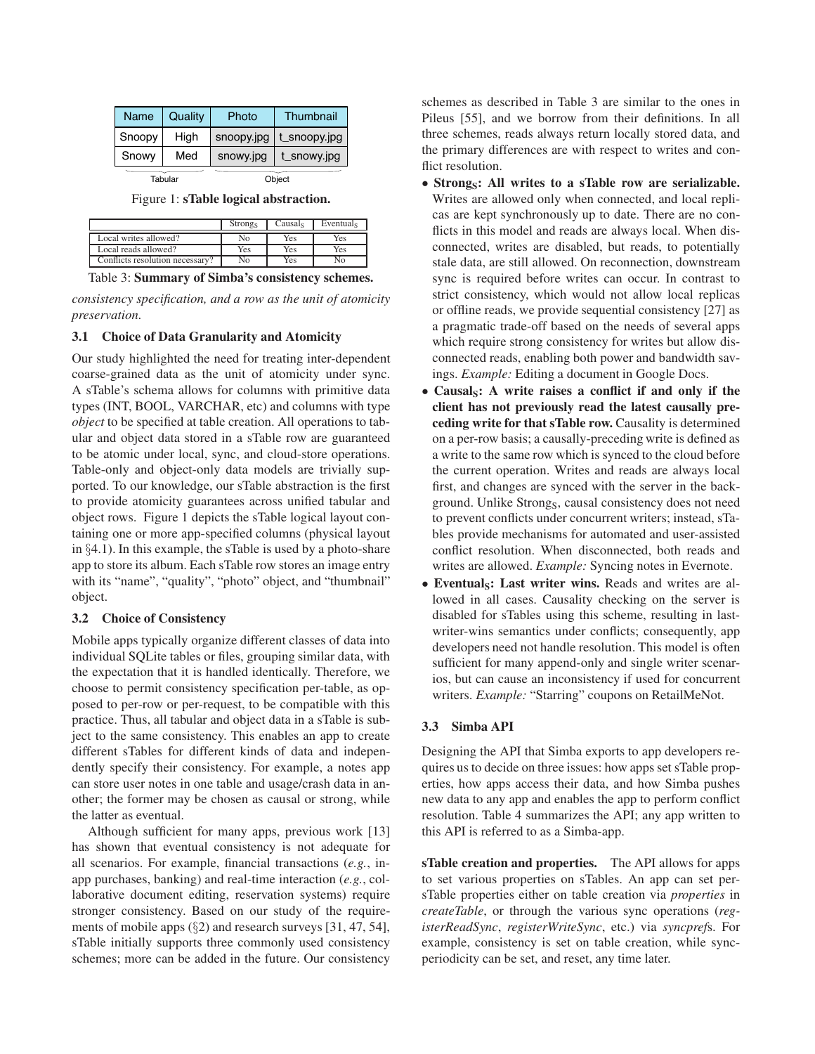| Name | Quality | Photo | Thumbnail |
|---|---|---|---|
| Snoopy | High | snoopy.jpg | t_snoopy.jpg |
| Snowy | Med | snowy.jpg | t_snowy.jpg |

Tabular / Object

Figure 1: **sTable logical abstraction.**

| | $\text{Strong}_S$ | $\text{Causal}_S$ | $\text{Eventual}_S$ |
|---|---|---|---|
| Local writes allowed? | No | Yes | Yes |
| Local reads allowed? | Yes | Yes | Yes |
| Conflicts resolution necessary? | No | Yes | No |

Table 3: **Summary of Simba's consistency schemes.**

*consistency specification, and a row as the unit of atomicity preservation.*

### 3.1 Choice of Data Granularity and Atomicity

Our study highlighted the need for treating inter-dependent coarse-grained data as the unit of atomicity under sync. A sTable's schema allows for columns with primitive data types (INT, BOOL, VARCHAR, etc) and columns with type *object* to be specified at table creation. All operations to tabular and object data stored in a sTable row are guaranteed to be atomic under local, sync, and cloud-store operations. Table-only and object-only data models are trivially supported. To our knowledge, our sTable abstraction is the first to provide atomicity guarantees across unified tabular and object rows. Figure 1 depicts the sTable logical layout containing one or more app-specified columns (physical layout in §4.1). In this example, the sTable is used by a photo-share app to store its album. Each sTable row stores an image entry with its "name", "quality", "photo" object, and "thumbnail" object.

### 3.2 Choice of Consistency

Mobile apps typically organize different classes of data into individual SQLite tables or files, grouping similar data, with the expectation that it is handled identically. Therefore, we choose to permit consistency specification per-table, as opposed to per-row or per-request, to be compatible with this practice. Thus, all tabular and object data in a sTable is subject to the same consistency. This enables an app to create different sTables for different kinds of data and independently specify their consistency. For example, a notes app can store user notes in one table and usage/crash data in another; the former may be chosen as causal or strong, while the latter as eventual.

Although sufficient for many apps, previous work [13] has shown that eventual consistency is not adequate for all scenarios. For example, financial transactions (*e.g.*, in-app purchases, banking) and real-time interaction (*e.g.*, collaborative document editing, reservation systems) require stronger consistency. Based on our study of the requirements of mobile apps (§2) and research surveys [31, 47, 54], sTable initially supports three commonly used consistency schemes; more can be added in the future. Our consistency schemes as described in Table 3 are similar to the ones in Pileus [55], and we borrow from their definitions. In all three schemes, reads always return locally stored data, and the primary differences are with respect to writes and conflict resolution.

- **$\text{Strong}_S$: All writes to a sTable row are serializable.** Writes are allowed only when connected, and local replicas are kept synchronously up to date. There are no conflicts in this model and reads are always local. When disconnected, writes are disabled, but reads, to potentially stale data, are still allowed. On reconnection, downstream sync is required before writes can occur. In contrast to strict consistency, which would not allow local replicas or offline reads, we provide sequential consistency [27] as a pragmatic trade-off based on the needs of several apps which require strong consistency for writes but allow disconnected reads, enabling both power and bandwidth savings. *Example:* Editing a document in Google Docs.
- **$\text{Causal}_S$: A write raises a conflict if and only if the client has not previously read the latest causally preceding write for that sTable row.** Causality is determined on a per-row basis; a causally-preceding write is defined as a write to the same row which is synced to the cloud before the current operation. Writes and reads are always local first, and changes are synced with the server in the background. Unlike $\text{Strong}_S$, causal consistency does not need to prevent conflicts under concurrent writers; instead, sTables provide mechanisms for automated and user-assisted conflict resolution. When disconnected, both reads and writes are allowed. *Example:* Syncing notes in Evernote.
- **$\text{Eventual}_S$: Last writer wins.** Reads and writes are allowed in all cases. Causality checking on the server is disabled for sTables using this scheme, resulting in last-writer-wins semantics under conflicts; consequently, app developers need not handle resolution. This model is often sufficient for many append-only and single writer scenarios, but can cause an inconsistency if used for concurrent writers. *Example:* "Starring" coupons on RetailMeNot.

### 3.3 Simba API

Designing the API that Simba exports to app developers requires us to decide on three issues: how apps set sTable properties, how apps access their data, and how Simba pushes new data to any app and enables the app to perform conflict resolution. Table 4 summarizes the API; any app written to this API is referred to as a Simba-app.

**sTable creation and properties.** The API allows for apps to set various properties on sTables. An app can set per-sTable properties either on table creation via *properties* in *createTable*, or through the various sync operations (*registerReadSync*, *registerWriteSync*, etc.) via *syncprefs*. For example, consistency is set on table creation, while sync-periodicity can be set, and reset, any time later.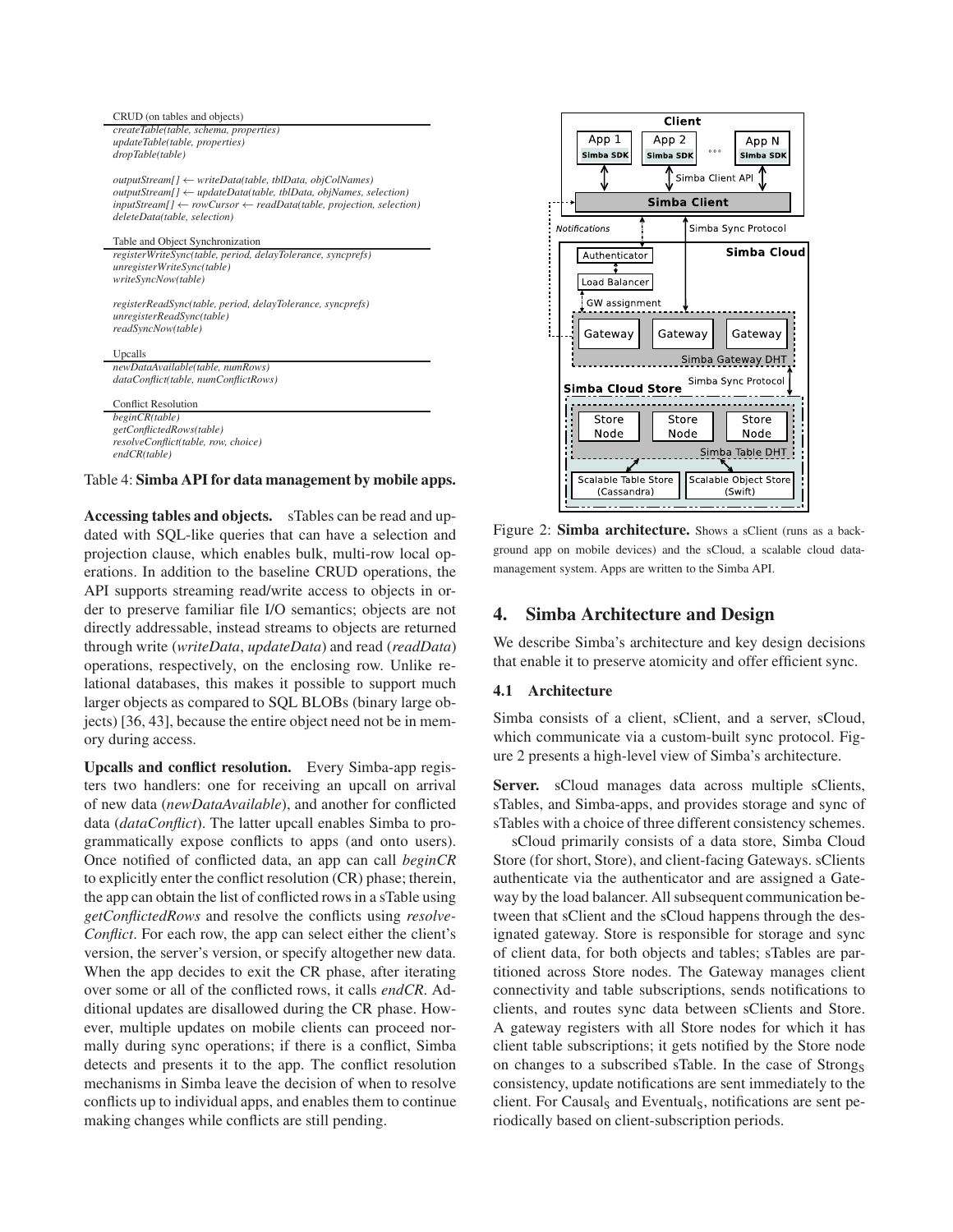| CRUD (on tables and objects) |
|---|
| *createTable(table, schema, properties)* |
| *updateTable(table, properties)* |
| *dropTable(table)* |
| |
| *outputStream[] ← writeData(table, tblData, objColNames)* |
| *outputStream[] ← updateData(table, tblData, objNames, selection)* |
| *inputStream[] ← rowCursor ← readData(table, projection, selection)* |
| *deleteData(table, selection)* |
| **Table and Object Synchronization** |
| *registerWriteSync(table, period, delayTolerance, syncprefs)* |
| *unregisterWriteSync(table)* |
| *writeSyncNow(table)* |
| |
| *registerReadSync(table, period, delayTolerance, syncprefs)* |
| *unregisterReadSync(table)* |
| *readSyncNow(table)* |
| **Upcalls** |
| *newDataAvailable(table, numRows)* |
| *dataConflict(table, numConflictRows)* |
| **Conflict Resolution** |
| *beginCR(table)* |
| *getConflictedRows(table)* |
| *resolveConflict(table, row, choice)* |
| *endCR(table)* |

Table 4: **Simba API for data management by mobile apps.**

**Accessing tables and objects.** sTables can be read and updated with SQL-like queries that can have a selection and projection clause, which enables bulk, multi-row local operations. In addition to the baseline CRUD operations, the API supports streaming read/write access to objects in order to preserve familiar file I/O semantics; objects are not directly addressable, instead streams to objects are returned through write (*writeData*, *updateData*) and read (*readData*) operations, respectively, on the enclosing row. Unlike relational databases, this makes it possible to support much larger objects as compared to SQL BLOBs (binary large objects) [36, 43], because the entire object need not be in memory during access.

**Upcalls and conflict resolution.** Every Simba-app registers two handlers: one for receiving an upcall on arrival of new data (*newDataAvailable*), and another for conflicted data (*dataConflict*). The latter upcall enables Simba to programmatically expose conflicts to apps (and onto users). Once notified of conflicted data, an app can call *beginCR* to explicitly enter the conflict resolution (CR) phase; therein, the app can obtain the list of conflicted rows in a sTable using *getConflictedRows* and resolve the conflicts using *resolveConflict*. For each row, the app can select either the client's version, the server's version, or specify altogether new data. When the app decides to exit the CR phase, after iterating over some or all of the conflicted rows, it calls *endCR*. Additional updates are disallowed during the CR phase. However, multiple updates on mobile clients can proceed normally during sync operations; if there is a conflict, Simba detects and presents it to the app. The conflict resolution mechanisms in Simba leave the decision of when to resolve conflicts up to individual apps, and enables them to continue making changes while conflicts are still pending.

Client
App 1 Simba SDK
App 2 Simba SDK
App N Simba SDK
Simba Client API
Simba Client
Notifications
Simba Sync Protocol
Simba Cloud
Authenticator
Load Balancer
GW assignment
Gateway
Gateway
Gateway
Simba Gateway DHT
Simba Cloud Store
Simba Sync Protocol
Store Node
Store Node
Store Node
Simba Table DHT
Scalable Table Store (Cassandra)
Scalable Object Store (Swift)

Figure 2: **Simba architecture.** Shows a sClient (runs as a background app on mobile devices) and the sCloud, a scalable cloud data-management system. Apps are written to the Simba API.

## 4. Simba Architecture and Design

We describe Simba's architecture and key design decisions that enable it to preserve atomicity and offer efficient sync.

### 4.1 Architecture

Simba consists of a client, sClient, and a server, sCloud, which communicate via a custom-built sync protocol. Figure 2 presents a high-level view of Simba's architecture.

**Server.** sCloud manages data across multiple sClients, sTables, and Simba-apps, and provides storage and sync of sTables with a choice of three different consistency schemes.

sCloud primarily consists of a data store, Simba Cloud Store (for short, Store), and client-facing Gateways. sClients authenticate via the authenticator and are assigned a Gateway by the load balancer. All subsequent communication between that sClient and the sCloud happens through the designated gateway. Store is responsible for storage and sync of client data, for both objects and tables; sTables are partitioned across Store nodes. The Gateway manages client connectivity and table subscriptions, sends notifications to clients, and routes sync data between sClients and Store. A gateway registers with all Store nodes for which it has client table subscriptions; it gets notified by the Store node on changes to a subscribed sTable. In the case of $\text{Strong}_\text{S}$ consistency, update notifications are sent immediately to the client. For $\text{Causal}_\text{S}$ and $\text{Eventual}_\text{S}$, notifications are sent periodically based on client-subscription periods.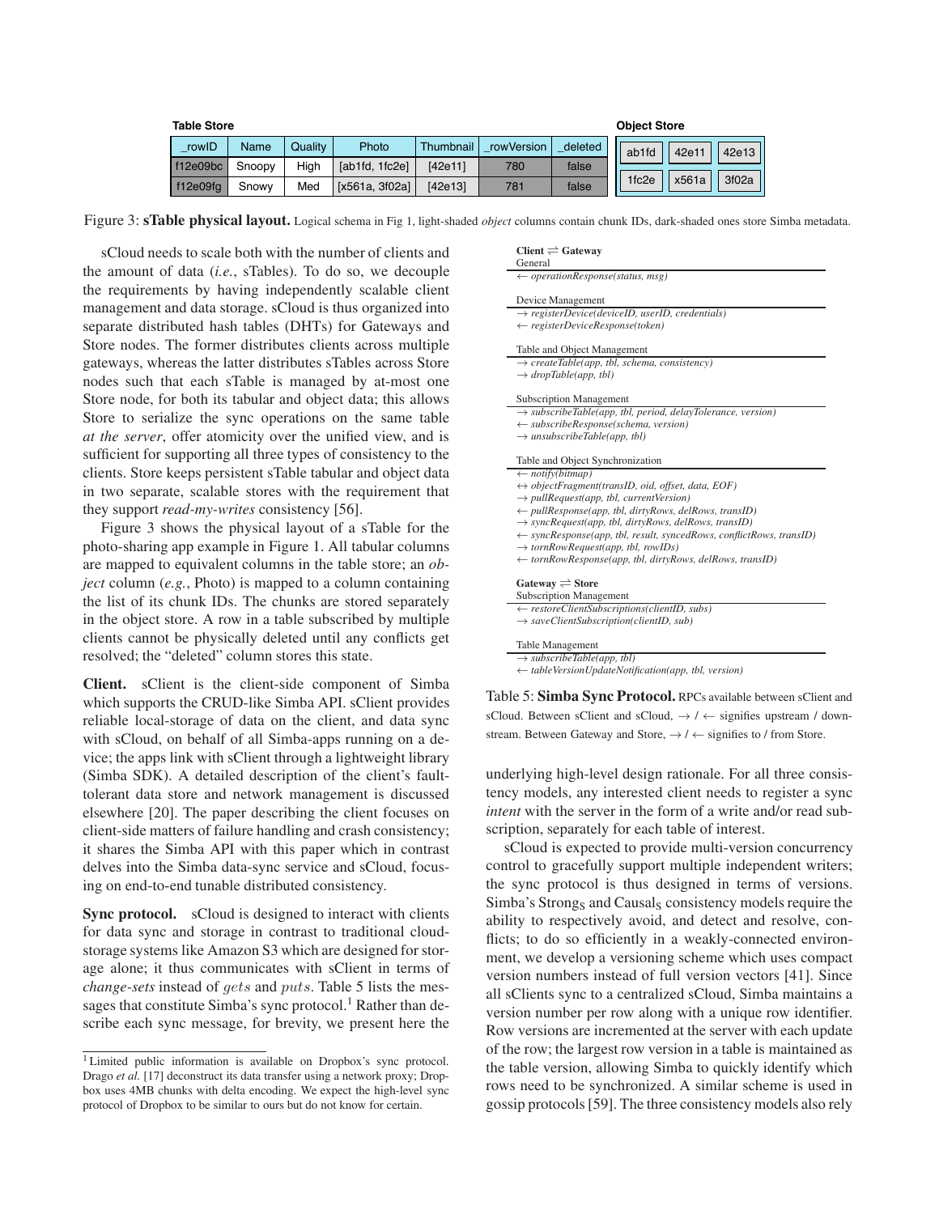**Table Store**

| _rowID | Name | Quality | Photo | Thumbnail | _rowVersion | _deleted |
|---|---|---|---|---|---|---|
| f12e09bc | Snoopy | High | [ab1fd, 1fc2e] | [42e11] | 780 | false |
| f12e09fg | Snowy | Med | [x561a, 3f02a] | [42e13] | 781 | false |

**Object Store**

| | | |
|---|---|---|
| ab1fd | 42e11 | 42e13 |
| 1fc2e | x561a | 3f02a |

Figure 3: **sTable physical layout.** Logical schema in Fig 1, light-shaded *object* columns contain chunk IDs, dark-shaded ones store Simba metadata.

sCloud needs to scale both with the number of clients and the amount of data (*i.e.*, sTables). To do so, we decouple the requirements by having independently scalable client management and data storage. sCloud is thus organized into separate distributed hash tables (DHTs) for Gateways and Store nodes. The former distributes clients across multiple gateways, whereas the latter distributes sTables across Store nodes such that each sTable is managed by at-most one Store node, for both its tabular and object data; this allows Store to serialize the sync operations on the same table *at the server*, offer atomicity over the unified view, and is sufficient for supporting all three types of consistency to the clients. Store keeps persistent sTable tabular and object data in two separate, scalable stores with the requirement that they support *read-my-writes* consistency [56].

Figure 3 shows the physical layout of a sTable for the photo-sharing app example in Figure 1. All tabular columns are mapped to equivalent columns in the table store; an *object* column (*e.g.*, Photo) is mapped to a column containing the list of its chunk IDs. The chunks are stored separately in the object store. A row in a table subscribed by multiple clients cannot be physically deleted until any conflicts get resolved; the "deleted" column stores this state.

**Client.** sClient is the client-side component of Simba which supports the CRUD-like Simba API. sClient provides reliable local-storage of data on the client, and data sync with sCloud, on behalf of all Simba-apps running on a device; the apps link with sClient through a lightweight library (Simba SDK). A detailed description of the client's fault-tolerant data store and network management is discussed elsewhere [20]. The paper describing the client focuses on client-side matters of failure handling and crash consistency; it shares the Simba API with this paper which in contrast delves into the Simba data-sync service and sCloud, focusing on end-to-end tunable distributed consistency.

**Sync protocol.** sCloud is designed to interact with clients for data sync and storage in contrast to traditional cloud-storage systems like Amazon S3 which are designed for storage alone; it thus communicates with sClient in terms of *change-sets* instead of $gets$ and $puts$. Table 5 lists the messages that constitute Simba's sync protocol.[1] Rather than describe each sync message, for brevity, we present here the underlying high-level design rationale. For all three consistency models, any interested client needs to register a sync *intent* with the server in the form of a write and/or read subscription, separately for each table of interest.

**Client ⇌ Gateway**

General
- ← *operationResponse(status, msg)*

Device Management
- → *registerDevice(deviceID, userID, credentials)*
- ← *registerDeviceResponse(token)*

Table and Object Management
- → *createTable(app, tbl, schema, consistency)*
- → *dropTable(app, tbl)*

Subscription Management
- → *subscribeTable(app, tbl, period, delayTolerance, version)*
- ← *subscribeResponse(schema, version)*
- → *unsubscribeTable(app, tbl)*

Table and Object Synchronization
- ← *notify(bitmap)*
- ↔ *objectFragment(transID, oid, offset, data, EOF)*
- → *pullRequest(app, tbl, currentVersion)*
- ← *pullResponse(app, tbl, dirtyRows, delRows, transID)*
- → *syncRequest(app, tbl, dirtyRows, delRows, transID)*
- ← *syncResponse(app, tbl, result, syncedRows, conflictRows, transID)*
- → *tornRowRequest(app, tbl, rowIDs)*
- ← *tornRowResponse(app, tbl, dirtyRows, delRows, transID)*

**Gateway ⇌ Store**

Subscription Management
- ← *restoreClientSubscriptions(clientID, subs)*
- → *saveClientSubscription(clientID, sub)*

Table Management
- → *subscribeTable(app, tbl)*
- ← *tableVersionUpdateNotification(app, tbl, version)*

Table 5: **Simba Sync Protocol.** RPCs available between sClient and sCloud. Between sClient and sCloud, → / ← signifies upstream / downstream. Between Gateway and Store, → / ← signifies to / from Store.

sCloud is expected to provide multi-version concurrency control to gracefully support multiple independent writers; the sync protocol is thus designed in terms of versions. Simba's $\text{Strong}_\text{S}$ and $\text{Causal}_\text{S}$ consistency models require the ability to respectively avoid, and detect and resolve, conflicts; to do so efficiently in a weakly-connected environment, we develop a versioning scheme which uses compact version numbers instead of full version vectors [41]. Since all sClients sync to a centralized sCloud, Simba maintains a version number per row along with a unique row identifier. Row versions are incremented at the server with each update of the row; the largest row version in a table is maintained as the table version, allowing Simba to quickly identify which rows need to be synchronized. A similar scheme is used in gossip protocols [59]. The three consistency models also rely

[1] Limited public information is available on Dropbox's sync protocol. Drago *et al.* [17] deconstruct its data transfer using a network proxy; Dropbox uses 4MB chunks with delta encoding. We expect the high-level sync protocol of Dropbox to be similar to ours but do not know for certain.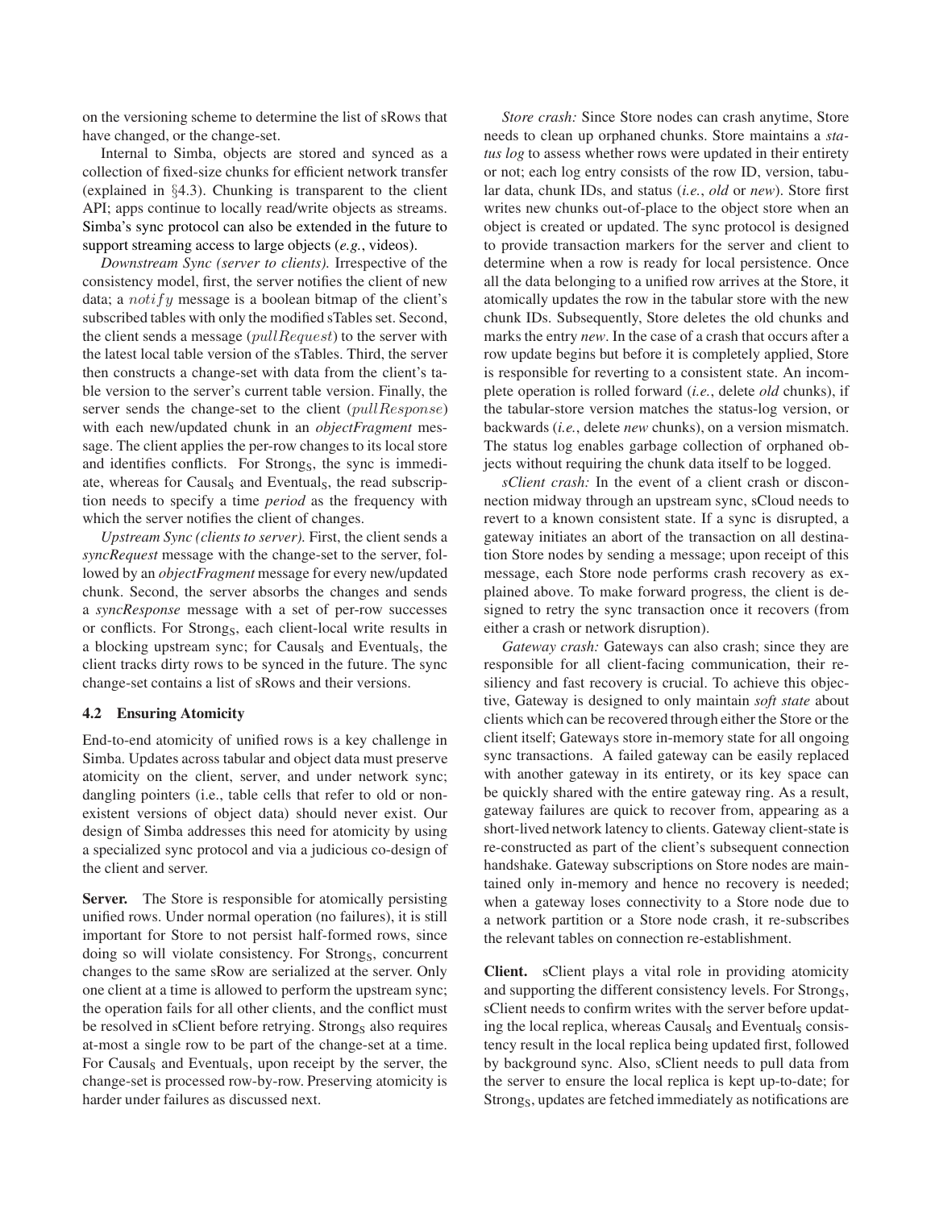on the versioning scheme to determine the list of sRows that have changed, or the change-set.

Internal to Simba, objects are stored and synced as a collection of fixed-size chunks for efficient network transfer (explained in §4.3). Chunking is transparent to the client API; apps continue to locally read/write objects as streams. Simba's sync protocol can also be extended in the future to support streaming access to large objects (*e.g.*, videos).

*Downstream Sync (server to clients).* Irrespective of the consistency model, first, the server notifies the client of new data; a $notify$ message is a boolean bitmap of the client's subscribed tables with only the modified sTables set. Second, the client sends a message ($pullRequest$) to the server with the latest local table version of the sTables. Third, the server then constructs a change-set with data from the client's table version to the server's current table version. Finally, the server sends the change-set to the client ($pullResponse$) with each new/updated chunk in an *objectFragment* message. The client applies the per-row changes to its local store and identifies conflicts. For Strong$_S$, the sync is immediate, whereas for Causal$_S$ and Eventual$_S$, the read subscription needs to specify a time *period* as the frequency with which the server notifies the client of changes.

*Upstream Sync (clients to server).* First, the client sends a *syncRequest* message with the change-set to the server, followed by an *objectFragment* message for every new/updated chunk. Second, the server absorbs the changes and sends a *syncResponse* message with a set of per-row successes or conflicts. For Strong$_S$, each client-local write results in a blocking upstream sync; for Causal$_S$ and Eventual$_S$, the client tracks dirty rows to be synced in the future. The sync change-set contains a list of sRows and their versions.

### 4.2 Ensuring Atomicity

End-to-end atomicity of unified rows is a key challenge in Simba. Updates across tabular and object data must preserve atomicity on the client, server, and under network sync; dangling pointers (i.e., table cells that refer to old or non-existent versions of object data) should never exist. Our design of Simba addresses this need for atomicity by using a specialized sync protocol and via a judicious co-design of the client and server.

**Server.** The Store is responsible for atomically persisting unified rows. Under normal operation (no failures), it is still important for Store to not persist half-formed rows, since doing so will violate consistency. For Strong$_S$, concurrent changes to the same sRow are serialized at the server. Only one client at a time is allowed to perform the upstream sync; the operation fails for all other clients, and the conflict must be resolved in sClient before retrying. Strong$_S$ also requires at-most a single row to be part of the change-set at a time. For Causal$_S$ and Eventual$_S$, upon receipt by the server, the change-set is processed row-by-row. Preserving atomicity is harder under failures as discussed next.

*Store crash:* Since Store nodes can crash anytime, Store needs to clean up orphaned chunks. Store maintains a *status log* to assess whether rows were updated in their entirety or not; each log entry consists of the row ID, version, tabular data, chunk IDs, and status (*i.e.*, *old* or *new*). Store first writes new chunks out-of-place to the object store when an object is created or updated. The sync protocol is designed to provide transaction markers for the server and client to determine when a row is ready for local persistence. Once all the data belonging to a unified row arrives at the Store, it atomically updates the row in the tabular store with the new chunk IDs. Subsequently, Store deletes the old chunks and marks the entry *new*. In the case of a crash that occurs after a row update begins but before it is completely applied, Store is responsible for reverting to a consistent state. An incomplete operation is rolled forward (*i.e.*, delete *old* chunks), if the tabular-store version matches the status-log version, or backwards (*i.e.*, delete *new* chunks), on a version mismatch. The status log enables garbage collection of orphaned objects without requiring the chunk data itself to be logged.

*sClient crash:* In the event of a client crash or disconnection midway through an upstream sync, sCloud needs to revert to a known consistent state. If a sync is disrupted, a gateway initiates an abort of the transaction on all destination Store nodes by sending a message; upon receipt of this message, each Store node performs crash recovery as explained above. To make forward progress, the client is designed to retry the sync transaction once it recovers (from either a crash or network disruption).

*Gateway crash:* Gateways can also crash; since they are responsible for all client-facing communication, their resiliency and fast recovery is crucial. To achieve this objective, Gateway is designed to only maintain *soft state* about clients which can be recovered through either the Store or the client itself; Gateways store in-memory state for all ongoing sync transactions. A failed gateway can be easily replaced with another gateway in its entirety, or its key space can be quickly shared with the entire gateway ring. As a result, gateway failures are quick to recover from, appearing as a short-lived network latency to clients. Gateway client-state is re-constructed as part of the client's subsequent connection handshake. Gateway subscriptions on Store nodes are maintained only in-memory and hence no recovery is needed; when a gateway loses connectivity to a Store node due to a network partition or a Store node crash, it re-subscribes the relevant tables on connection re-establishment.

**Client.** sClient plays a vital role in providing atomicity and supporting the different consistency levels. For Strong$_S$, sClient needs to confirm writes with the server before updating the local replica, whereas Causal$_S$ and Eventual$_S$ consistency result in the local replica being updated first, followed by background sync. Also, sClient needs to pull data from the server to ensure the local replica is kept up-to-date; for Strong$_S$, updates are fetched immediately as notifications are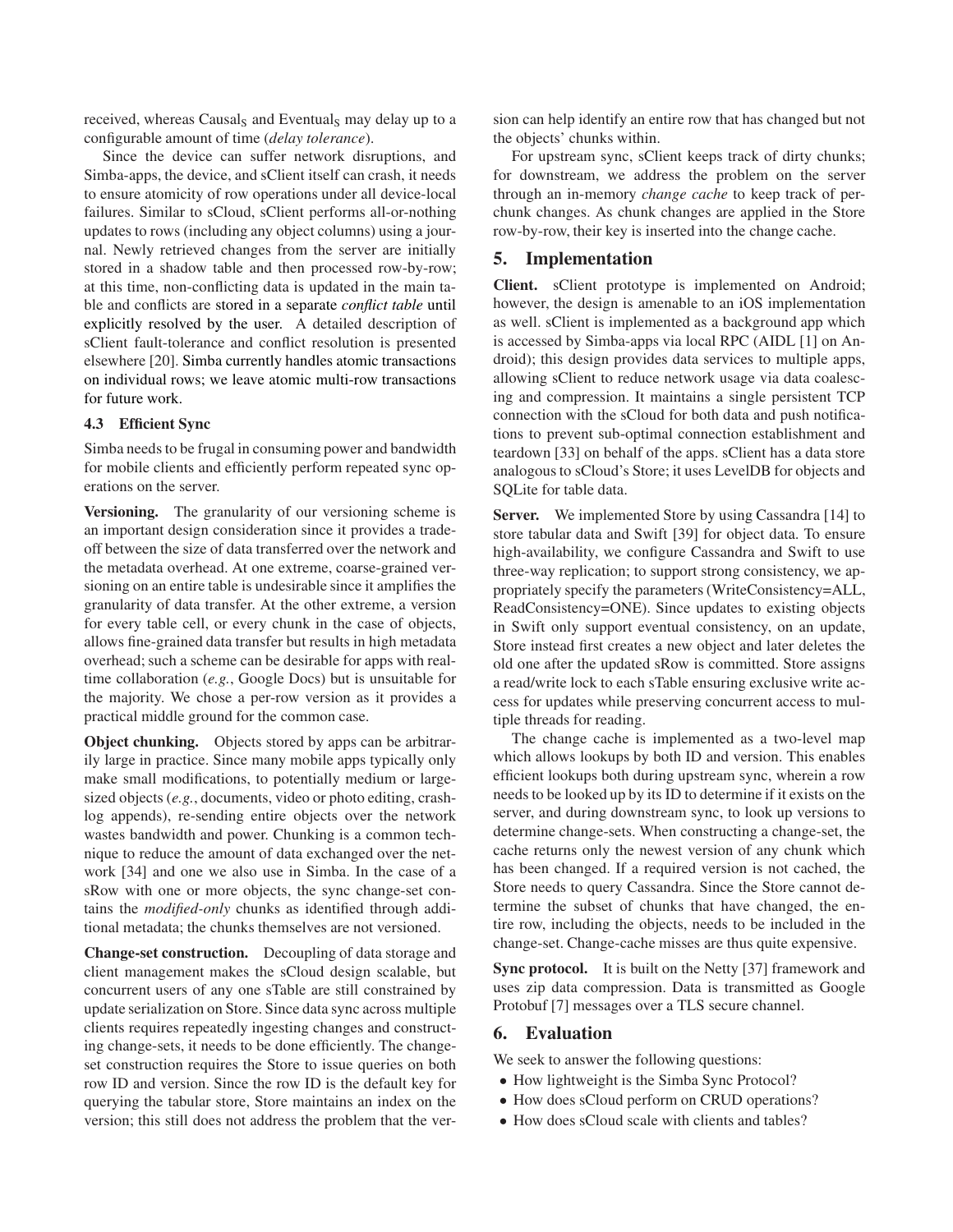received, whereas $\text{Causal}_S$ and $\text{Eventual}_S$ may delay up to a configurable amount of time (*delay tolerance*).

Since the device can suffer network disruptions, and Simba-apps, the device, and sClient itself can crash, it needs to ensure atomicity of row operations under all device-local failures. Similar to sCloud, sClient performs all-or-nothing updates to rows (including any object columns) using a journal. Newly retrieved changes from the server are initially stored in a shadow table and then processed row-by-row; at this time, non-conflicting data is updated in the main table and conflicts are stored in a separate *conflict table* until explicitly resolved by the user. A detailed description of sClient fault-tolerance and conflict resolution is presented elsewhere [20]. Simba currently handles atomic transactions on individual rows; we leave atomic multi-row transactions for future work.

### 4.3 Efficient Sync

Simba needs to be frugal in consuming power and bandwidth for mobile clients and efficiently perform repeated sync operations on the server.

**Versioning.** The granularity of our versioning scheme is an important design consideration since it provides a tradeoff between the size of data transferred over the network and the metadata overhead. At one extreme, coarse-grained versioning on an entire table is undesirable since it amplifies the granularity of data transfer. At the other extreme, a version for every table cell, or every chunk in the case of objects, allows fine-grained data transfer but results in high metadata overhead; such a scheme can be desirable for apps with realtime collaboration (*e.g.*, Google Docs) but is unsuitable for the majority. We chose a per-row version as it provides a practical middle ground for the common case.

**Object chunking.** Objects stored by apps can be arbitrarily large in practice. Since many mobile apps typically only make small modifications, to potentially medium or large-sized objects (*e.g.*, documents, video or photo editing, crash-log appends), re-sending entire objects over the network wastes bandwidth and power. Chunking is a common technique to reduce the amount of data exchanged over the network [34] and one we also use in Simba. In the case of a sRow with one or more objects, the sync change-set contains the *modified-only* chunks as identified through additional metadata; the chunks themselves are not versioned.

**Change-set construction.** Decoupling of data storage and client management makes the sCloud design scalable, but concurrent users of any one sTable are still constrained by update serialization on Store. Since data sync across multiple clients requires repeatedly ingesting changes and constructing change-sets, it needs to be done efficiently. The change-set construction requires the Store to issue queries on both row ID and version. Since the row ID is the default key for querying the tabular store, Store maintains an index on the version; this still does not address the problem that the version can help identify an entire row that has changed but not the objects' chunks within.

For upstream sync, sClient keeps track of dirty chunks; for downstream, we address the problem on the server through an in-memory *change cache* to keep track of per-chunk changes. As chunk changes are applied in the Store row-by-row, their key is inserted into the change cache.

## 5. Implementation

**Client.** sClient prototype is implemented on Android; however, the design is amenable to an iOS implementation as well. sClient is implemented as a background app which is accessed by Simba-apps via local RPC (AIDL [1] on Android); this design provides data services to multiple apps, allowing sClient to reduce network usage via data coalescing and compression. It maintains a single persistent TCP connection with the sCloud for both data and push notifications to prevent sub-optimal connection establishment and teardown [33] on behalf of the apps. sClient has a data store analogous to sCloud's Store; it uses LevelDB for objects and SQLite for table data.

**Server.** We implemented Store by using Cassandra [14] to store tabular data and Swift [39] for object data. To ensure high-availability, we configure Cassandra and Swift to use three-way replication; to support strong consistency, we appropriately specify the parameters (WriteConsistency=ALL, ReadConsistency=ONE). Since updates to existing objects in Swift only support eventual consistency, on an update, Store instead first creates a new object and later deletes the old one after the updated sRow is committed. Store assigns a read/write lock to each sTable ensuring exclusive write access for updates while preserving concurrent access to multiple threads for reading.

The change cache is implemented as a two-level map which allows lookups by both ID and version. This enables efficient lookups both during upstream sync, wherein a row needs to be looked up by its ID to determine if it exists on the server, and during downstream sync, to look up versions to determine change-sets. When constructing a change-set, the cache returns only the newest version of any chunk which has been changed. If a required version is not cached, the Store needs to query Cassandra. Since the Store cannot determine the subset of chunks that have changed, the entire row, including the objects, needs to be included in the change-set. Change-cache misses are thus quite expensive.

**Sync protocol.** It is built on the Netty [37] framework and uses zip data compression. Data is transmitted as Google Protobuf [7] messages over a TLS secure channel.

## 6. Evaluation

We seek to answer the following questions:

- How lightweight is the Simba Sync Protocol?
- How does sCloud perform on CRUD operations?
- How does sCloud scale with clients and tables?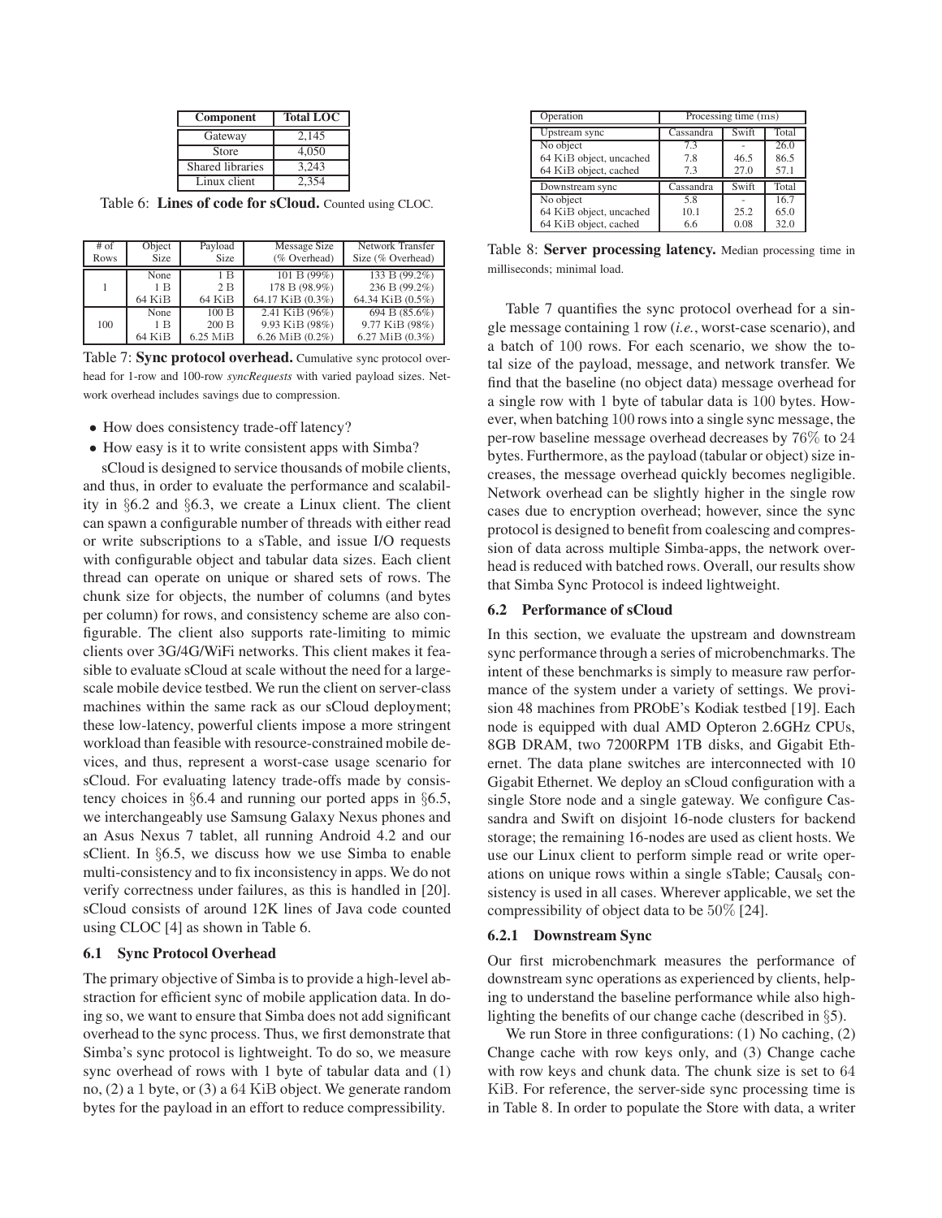| Component | Total LOC |
| --- | --- |
| Gateway | 2,145 |
| Store | 4,050 |
| Shared libraries | 3,243 |
| Linux client | 2,354 |

Table 6: **Lines of code for sCloud.** Counted using CLOC.

| # of Rows | Object Size | Payload Size | Message Size (% Overhead) | Network Transfer Size (% Overhead) |
| --- | --- | --- | --- | --- |
| 1 | None | 1 B | 101 B (99%) | 133 B (99.2%) |
| | 1 B | 2 B | 178 B (98.9%) | 236 B (99.2%) |
| | 64 KiB | 64 KiB | 64.17 KiB (0.3%) | 64.34 KiB (0.5%) |
| 100 | None | 100 B | 2.41 KiB (96%) | 694 B (85.6%) |
| | 1 B | 200 B | 9.93 KiB (98%) | 9.77 KiB (98%) |
| | 64 KiB | 6.25 MiB | 6.26 MiB (0.2%) | 6.27 MiB (0.3%) |

Table 7: **Sync protocol overhead.** Cumulative sync protocol overhead for 1-row and 100-row *syncRequests* with varied payload sizes. Network overhead includes savings due to compression.

- How does consistency trade-off latency?
- How easy is it to write consistent apps with Simba?

sCloud is designed to service thousands of mobile clients, and thus, in order to evaluate the performance and scalability in §6.2 and §6.3, we create a Linux client. The client can spawn a configurable number of threads with either read or write subscriptions to a sTable, and issue I/O requests with configurable object and tabular data sizes. Each client thread can operate on unique or shared sets of rows. The chunk size for objects, the number of columns (and bytes per column) for rows, and consistency scheme are also configurable. The client also supports rate-limiting to mimic clients over 3G/4G/WiFi networks. This client makes it feasible to evaluate sCloud at scale without the need for a large-scale mobile device testbed. We run the client on server-class machines within the same rack as our sCloud deployment; these low-latency, powerful clients impose a more stringent workload than feasible with resource-constrained mobile devices, and thus, represent a worst-case usage scenario for sCloud. For evaluating latency trade-offs made by consistency choices in §6.4 and running our ported apps in §6.5, we interchangeably use Samsung Galaxy Nexus phones and an Asus Nexus 7 tablet, all running Android 4.2 and our sClient. In §6.5, we discuss how we use Simba to enable multi-consistency and to fix inconsistency in apps. We do not verify correctness under failures, as this is handled in [20]. sCloud consists of around 12K lines of Java code counted using CLOC [4] as shown in Table 6.

### 6.1 Sync Protocol Overhead

The primary objective of Simba is to provide a high-level abstraction for efficient sync of mobile application data. In doing so, we want to ensure that Simba does not add significant overhead to the sync process. Thus, we first demonstrate that Simba's sync protocol is lightweight. To do so, we measure sync overhead of rows with 1 byte of tabular data and (1) no, (2) a 1 byte, or (3) a 64 KiB object. We generate random bytes for the payload in an effort to reduce compressibility.

| Operation | Processing time (ms) | | |
| --- | --- | --- | --- |
| Upstream sync | Cassandra | Swift | Total |
| No object | 7.3 | - | 26.0 |
| 64 KiB object, uncached | 7.8 | 46.5 | 86.5 |
| 64 KiB object, cached | 7.3 | 27.0 | 57.1 |
| Downstream sync | Cassandra | Swift | Total |
| No object | 5.8 | - | 16.7 |
| 64 KiB object, uncached | 10.1 | 25.2 | 65.0 |
| 64 KiB object, cached | 6.6 | 0.08 | 32.0 |

Table 8: **Server processing latency.** Median processing time in milliseconds; minimal load.

Table 7 quantifies the sync protocol overhead for a single message containing 1 row (*i.e.*, worst-case scenario), and a batch of 100 rows. For each scenario, we show the total size of the payload, message, and network transfer. We find that the baseline (no object data) message overhead for a single row with 1 byte of tabular data is 100 bytes. However, when batching 100 rows into a single sync message, the per-row baseline message overhead decreases by 76% to 24 bytes. Furthermore, as the payload (tabular or object) size increases, the message overhead quickly becomes negligible. Network overhead can be slightly higher in the single row cases due to encryption overhead; however, since the sync protocol is designed to benefit from coalescing and compression of data across multiple Simba-apps, the network overhead is reduced with batched rows. Overall, our results show that Simba Sync Protocol is indeed lightweight.

### 6.2 Performance of sCloud

In this section, we evaluate the upstream and downstream sync performance through a series of microbenchmarks. The intent of these benchmarks is simply to measure raw performance of the system under a variety of settings. We provision 48 machines from PRObE's Kodiak testbed [19]. Each node is equipped with dual AMD Opteron 2.6GHz CPUs, 8GB DRAM, two 7200RPM 1TB disks, and Gigabit Ethernet. The data plane switches are interconnected with 10 Gigabit Ethernet. We deploy an sCloud configuration with a single Store node and a single gateway. We configure Cassandra and Swift on disjoint 16-node clusters for backend storage; the remaining 16-nodes are used as client hosts. We use our Linux client to perform simple read or write operations on unique rows within a single sTable; $\text{Causal}_\text{S}$ consistency is used in all cases. Wherever applicable, we set the compressibility of object data to be 50% [24].

#### 6.2.1 Downstream Sync

Our first microbenchmark measures the performance of downstream sync operations as experienced by clients, helping to understand the baseline performance while also highlighting the benefits of our change cache (described in §5).

We run Store in three configurations: (1) No caching, (2) Change cache with row keys only, and (3) Change cache with row keys and chunk data. The chunk size is set to 64 KiB. For reference, the server-side sync processing time is in Table 8. In order to populate the Store with data, a writer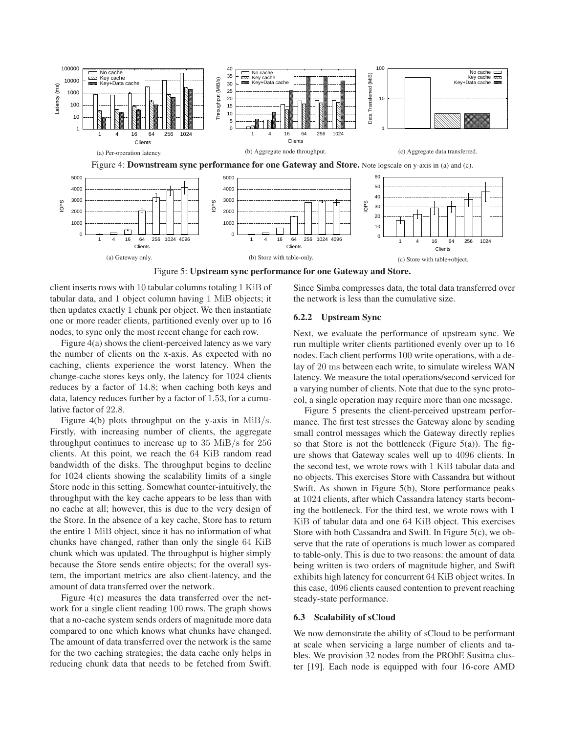(a) Per-operation latency.

(b) Aggregate node throughput.

(c) Aggregate data transferred.

Figure 4: **Downstream sync performance for one Gateway and Store.** Note logscale on y-axis in (a) and (c).

(a) Gateway only.

(b) Store with table-only.

(c) Store with table+object.

Figure 5: **Upstream sync performance for one Gateway and Store.**

client inserts rows with 10 tabular columns totaling 1 KiB of tabular data, and 1 object column having 1 MiB objects; it then updates exactly 1 chunk per object. We then instantiate one or more reader clients, partitioned evenly over up to 16 nodes, to sync only the most recent change for each row.

Figure 4(a) shows the client-perceived latency as we vary the number of clients on the x-axis. As expected with no caching, clients experience the worst latency. When the change-cache stores keys only, the latency for 1024 clients reduces by a factor of 14.8; when caching both keys and data, latency reduces further by a factor of 1.53, for a cumulative factor of 22.8.

Figure 4(b) plots throughput on the y-axis in MiB/s. Firstly, with increasing number of clients, the aggregate throughput continues to increase up to 35 MiB/s for 256 clients. At this point, we reach the 64 KiB random read bandwidth of the disks. The throughput begins to decline for 1024 clients showing the scalability limits of a single Store node in this setting. Somewhat counter-intuitively, the throughput with the key cache appears to be less than with no cache at all; however, this is due to the very design of the Store. In the absence of a key cache, Store has to return the entire 1 MiB object, since it has no information of what chunks have changed, rather than only the single 64 KiB chunk which was updated. The throughput is higher simply because the Store sends entire objects; for the overall system, the important metrics are also client-latency, and the amount of data transferred over the network.

Figure 4(c) measures the data transferred over the network for a single client reading 100 rows. The graph shows that a no-cache system sends orders of magnitude more data compared to one which knows what chunks have changed. The amount of data transferred over the network is the same for the two caching strategies; the data cache only helps in reducing chunk data that needs to be fetched from Swift. Since Simba compresses data, the total data transferred over the network is less than the cumulative size.

### 6.2.2 Upstream Sync

Next, we evaluate the performance of upstream sync. We run multiple writer clients partitioned evenly over up to 16 nodes. Each client performs 100 write operations, with a delay of 20 ms between each write, to simulate wireless WAN latency. We measure the total operations/second serviced for a varying number of clients. Note that due to the sync protocol, a single operation may require more than one message.

Figure 5 presents the client-perceived upstream performance. The first test stresses the Gateway alone by sending small control messages which the Gateway directly replies so that Store is not the bottleneck (Figure 5(a)). The figure shows that Gateway scales well up to 4096 clients. In the second test, we wrote rows with 1 KiB tabular data and no objects. This exercises Store with Cassandra but without Swift. As shown in Figure 5(b), Store performance peaks at 1024 clients, after which Cassandra latency starts becoming the bottleneck. For the third test, we wrote rows with 1 KiB of tabular data and one 64 KiB object. This exercises Store with both Cassandra and Swift. In Figure 5(c), we observe that the rate of operations is much lower as compared to table-only. This is due to two reasons: the amount of data being written is two orders of magnitude higher, and Swift exhibits high latency for concurrent 64 KiB object writes. In this case, 4096 clients caused contention to prevent reaching steady-state performance.

## 6.3 Scalability of sCloud

We now demonstrate the ability of sCloud to be performant at scale when servicing a large number of clients and tables. We provision 32 nodes from the PRObE Susitna cluster [19]. Each node is equipped with four 16-core AMD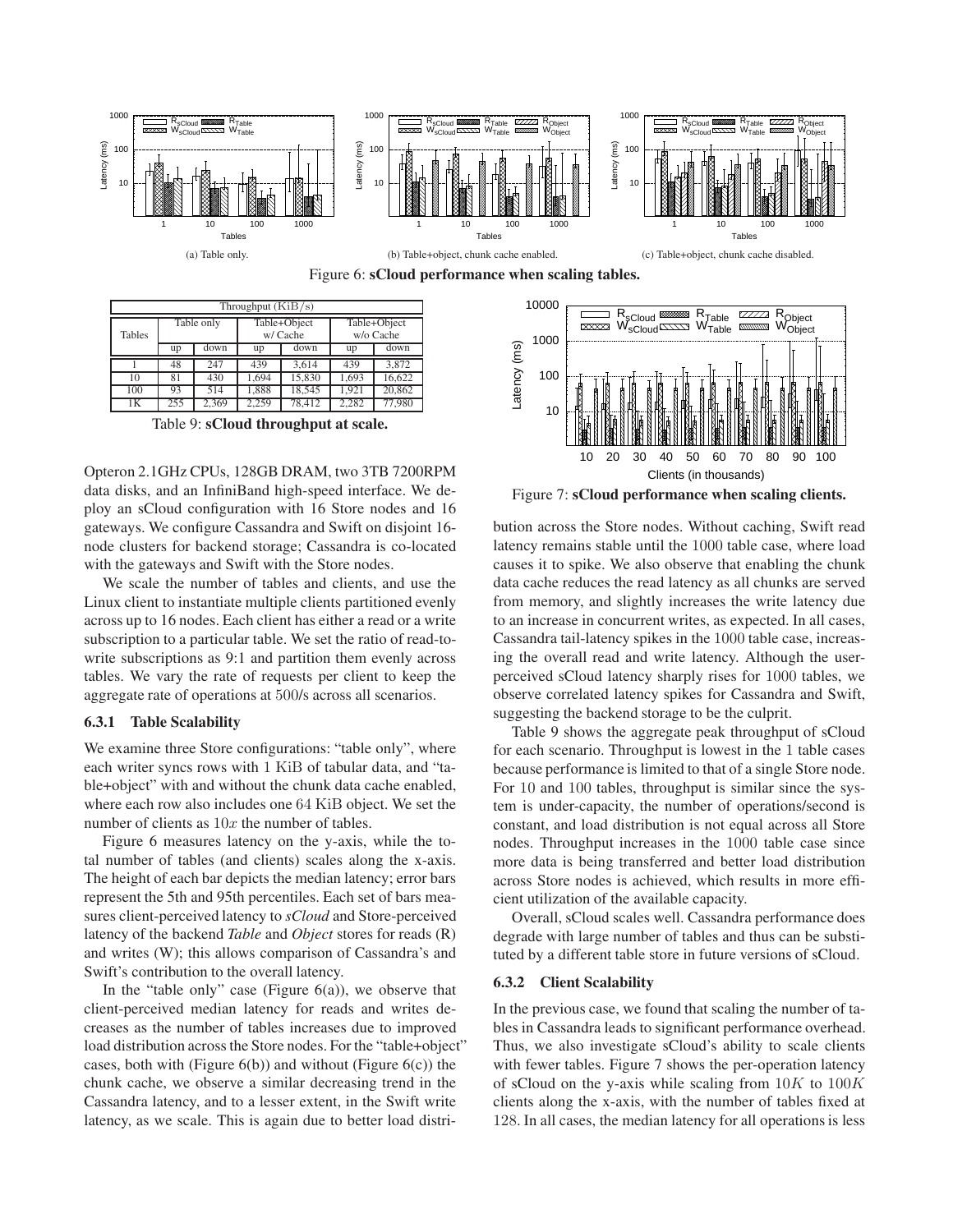(a) Table only.

(b) Table+object, chunk cache enabled.

(c) Table+object, chunk cache disabled.

Figure 6: **sCloud performance when scaling tables.**

| Throughput (KiB/s) | | | | | | |
|---|---|---|---|---|---|---|
| Tables | Table only | | Table+Object w/ Cache | | Table+Object w/o Cache | |
| | up | down | up | down | up | down |
| 1 | 48 | 247 | 439 | 3,614 | 439 | 3,872 |
| 10 | 81 | 430 | 1,694 | 15,830 | 1,693 | 16,622 |
| 100 | 93 | 514 | 1,888 | 18,545 | 1,921 | 20,862 |
| 1K | 255 | 2,369 | 2,259 | 78,412 | 2,282 | 77,980 |

Table 9: **sCloud throughput at scale.**

Opteron 2.1GHz CPUs, 128GB DRAM, two 3TB 7200RPM data disks, and an InfiniBand high-speed interface. We deploy an sCloud configuration with 16 Store nodes and 16 gateways. We configure Cassandra and Swift on disjoint 16-node clusters for backend storage; Cassandra is co-located with the gateways and Swift with the Store nodes.

We scale the number of tables and clients, and use the Linux client to instantiate multiple clients partitioned evenly across up to 16 nodes. Each client has either a read or a write subscription to a particular table. We set the ratio of read-to-write subscriptions as 9:1 and partition them evenly across tables. We vary the rate of requests per client to keep the aggregate rate of operations at 500/s across all scenarios.

### 6.3.1 Table Scalability

We examine three Store configurations: "table only", where each writer syncs rows with 1 KiB of tabular data, and "table+object" with and without the chunk data cache enabled, where each row also includes one 64 KiB object. We set the number of clients as $10x$ the number of tables.

Figure 6 measures latency on the y-axis, while the total number of tables (and clients) scales along the x-axis. The height of each bar depicts the median latency; error bars represent the 5th and 95th percentiles. Each set of bars measures client-perceived latency to *sCloud* and Store-perceived latency of the backend *Table* and *Object* stores for reads (R) and writes (W); this allows comparison of Cassandra's and Swift's contribution to the overall latency.

In the "table only" case (Figure 6(a)), we observe that client-perceived median latency for reads and writes decreases as the number of tables increases due to improved load distribution across the Store nodes. For the "table+object" cases, both with (Figure 6(b)) and without (Figure 6(c)) the chunk cache, we observe a similar decreasing trend in the Cassandra latency, and to a lesser extent, in the Swift write latency, as we scale. This is again due to better load distribution across the Store nodes. Without caching, Swift read latency remains stable until the 1000 table case, where load causes it to spike. We also observe that enabling the chunk data cache reduces the read latency as all chunks are served from memory, and slightly increases the write latency due to an increase in concurrent writes, as expected. In all cases, Cassandra tail-latency spikes in the 1000 table case, increasing the overall read and write latency. Although the user-perceived sCloud latency sharply rises for 1000 tables, we observe correlated latency spikes for Cassandra and Swift, suggesting the backend storage to be the culprit.

Table 9 shows the aggregate peak throughput of sCloud for each scenario. Throughput is lowest in the 1 table cases because performance is limited to that of a single Store node. For 10 and 100 tables, throughput is similar since the system is under-capacity, the number of operations/second is constant, and load distribution is not equal across all Store nodes. Throughput increases in the 1000 table case since more data is being transferred and better load distribution across Store nodes is achieved, which results in more efficient utilization of the available capacity.

Overall, sCloud scales well. Cassandra performance does degrade with large number of tables and thus can be substituted by a different table store in future versions of sCloud.

Figure 7: **sCloud performance when scaling clients.**

### 6.3.2 Client Scalability

In the previous case, we found that scaling the number of tables in Cassandra leads to significant performance overhead. Thus, we also investigate sCloud's ability to scale clients with fewer tables. Figure 7 shows the per-operation latency of sCloud on the y-axis while scaling from $10K$ to $100K$ clients along the x-axis, with the number of tables fixed at 128. In all cases, the median latency for all operations is less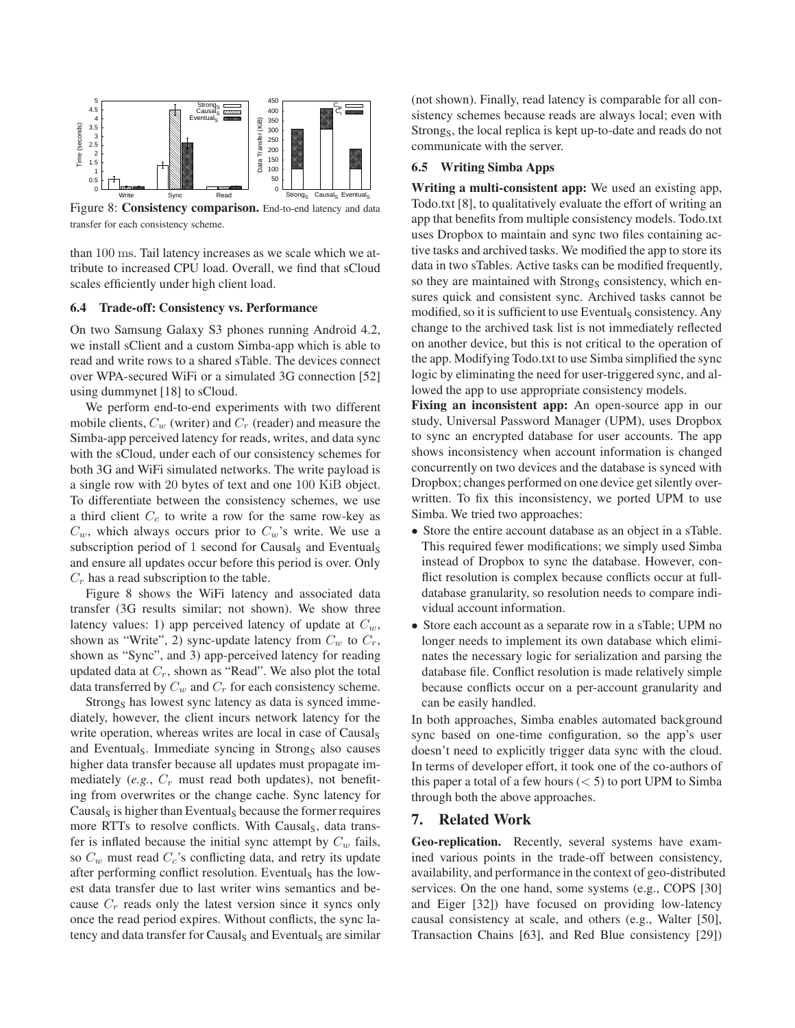Time (seconds)
5
4.5
4
3.5
3
2.5
2
1.5
1
0.5
0
Write
Sync
Read
Strong$_S$
Causal$_S$
Eventual$_S$

Data Transfer (KiB)
450
400
350
300
250
200
150
100
50
0
Strong$_S$
Causal$_S$
Eventual$_S$
$C_w$
$C_r$

Figure 8: **Consistency comparison.** End-to-end latency and data transfer for each consistency scheme.

than 100 ms. Tail latency increases as we scale which we attribute to increased CPU load. Overall, we find that sCloud scales efficiently under high client load.

### 6.4 Trade-off: Consistency vs. Performance

On two Samsung Galaxy S3 phones running Android 4.2, we install sClient and a custom Simba-app which is able to read and write rows to a shared sTable. The devices connect over WPA-secured WiFi or a simulated 3G connection [52] using dummynet [18] to sCloud.

We perform end-to-end experiments with two different mobile clients, $C_w$ (writer) and $C_r$ (reader) and measure the Simba-app perceived latency for reads, writes, and data sync with the sCloud, under each of our consistency schemes for both 3G and WiFi simulated networks. The write payload is a single row with 20 bytes of text and one 100 KiB object. To differentiate between the consistency schemes, we use a third client $C_c$ to write a row for the same row-key as $C_w$, which always occurs prior to $C_w$'s write. We use a subscription period of 1 second for Causal$_S$ and Eventual$_S$ and ensure all updates occur before this period is over. Only $C_r$ has a read subscription to the table.

Figure 8 shows the WiFi latency and associated data transfer (3G results similar; not shown). We show three latency values: 1) app perceived latency of update at $C_w$, shown as "Write", 2) sync-update latency from $C_w$ to $C_r$, shown as "Sync", and 3) app-perceived latency for reading updated data at $C_r$, shown as "Read". We also plot the total data transferred by $C_w$ and $C_r$ for each consistency scheme.

Strong$_S$ has lowest sync latency as data is synced immediately, however, the client incurs network latency for the write operation, whereas writes are local in case of Causal$_S$ and Eventual$_S$. Immediate syncing in Strong$_S$ also causes higher data transfer because all updates must propagate immediately (*e.g.*, $C_r$ must read both updates), not benefiting from overwrites or the change cache. Sync latency for Causal$_S$ is higher than Eventual$_S$ because the former requires more RTTs to resolve conflicts. With Causal$_S$, data transfer is inflated because the initial sync attempt by $C_w$ fails, so $C_w$ must read $C_c$'s conflicting data, and retry its update after performing conflict resolution. Eventual$_S$ has the lowest data transfer due to last writer wins semantics and because $C_r$ reads only the latest version since it syncs only once the read period expires. Without conflicts, the sync latency and data transfer for Causal$_S$ and Eventual$_S$ are similar (not shown). Finally, read latency is comparable for all consistency schemes because reads are always local; even with Strong$_S$, the local replica is kept up-to-date and reads do not communicate with the server.

### 6.5 Writing Simba Apps

**Writing a multi-consistent app:** We used an existing app, Todo.txt [8], to qualitatively evaluate the effort of writing an app that benefits from multiple consistency models. Todo.txt uses Dropbox to maintain and sync two files containing active tasks and archived tasks. We modified the app to store its data in two sTables. Active tasks can be modified frequently, so they are maintained with Strong$_S$ consistency, which ensures quick and consistent sync. Archived tasks cannot be modified, so it is sufficient to use Eventual$_S$ consistency. Any change to the archived task list is not immediately reflected on another device, but this is not critical to the operation of the app. Modifying Todo.txt to use Simba simplified the sync logic by eliminating the need for user-triggered sync, and allowed the app to use appropriate consistency models.

**Fixing an inconsistent app:** An open-source app in our study, Universal Password Manager (UPM), uses Dropbox to sync an encrypted database for user accounts. The app shows inconsistency when account information is changed concurrently on two devices and the database is synced with Dropbox; changes performed on one device get silently overwritten. To fix this inconsistency, we ported UPM to use Simba. We tried two approaches:

- Store the entire account database as an object in a sTable. This required fewer modifications; we simply used Simba instead of Dropbox to sync the database. However, conflict resolution is complex because conflicts occur at full-database granularity, so resolution needs to compare individual account information.
- Store each account as a separate row in a sTable; UPM no longer needs to implement its own database which eliminates the necessary logic for serialization and parsing the database file. Conflict resolution is made relatively simple because conflicts occur on a per-account granularity and can be easily handled.

In both approaches, Simba enables automated background sync based on one-time configuration, so the app's user doesn't need to explicitly trigger data sync with the cloud. In terms of developer effort, it took one of the co-authors of this paper a total of a few hours ($< 5$) to port UPM to Simba through both the above approaches.

## 7. Related Work

**Geo-replication.** Recently, several systems have examined various points in the trade-off between consistency, availability, and performance in the context of geo-distributed services. On the one hand, some systems (e.g., COPS [30] and Eiger [32]) have focused on providing low-latency causal consistency at scale, and others (e.g., Walter [50], Transaction Chains [63], and Red Blue consistency [29])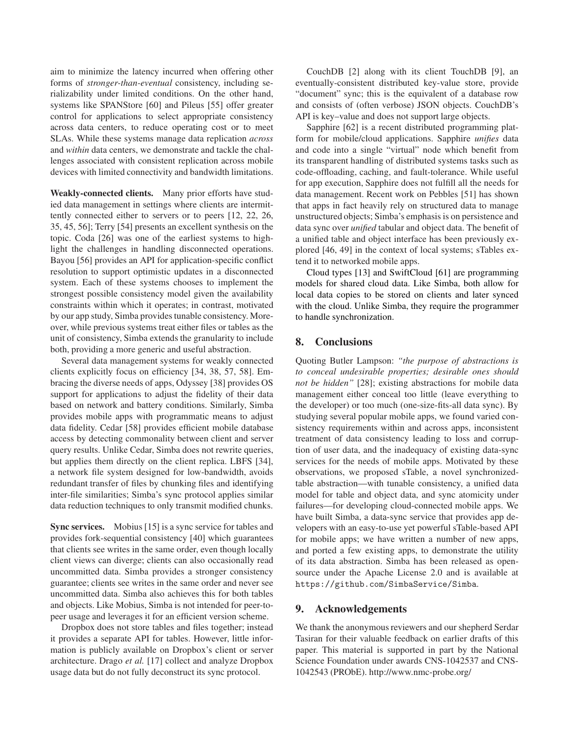aim to minimize the latency incurred when offering other forms of *stronger-than-eventual* consistency, including serializability under limited conditions. On the other hand, systems like SPANStore [60] and Pileus [55] offer greater control for applications to select appropriate consistency across data centers, to reduce operating cost or to meet SLAs. While these systems manage data replication *across* and *within* data centers, we demonstrate and tackle the challenges associated with consistent replication across mobile devices with limited connectivity and bandwidth limitations.

**Weakly-connected clients.** Many prior efforts have studied data management in settings where clients are intermittently connected either to servers or to peers [12, 22, 26, 35, 45, 56]; Terry [54] presents an excellent synthesis on the topic. Coda [26] was one of the earliest systems to highlight the challenges in handling disconnected operations. Bayou [56] provides an API for application-specific conflict resolution to support optimistic updates in a disconnected system. Each of these systems chooses to implement the strongest possible consistency model given the availability constraints within which it operates; in contrast, motivated by our app study, Simba provides tunable consistency. Moreover, while previous systems treat either files or tables as the unit of consistency, Simba extends the granularity to include both, providing a more generic and useful abstraction.

Several data management systems for weakly connected clients explicitly focus on efficiency [34, 38, 57, 58]. Embracing the diverse needs of apps, Odyssey [38] provides OS support for applications to adjust the fidelity of their data based on network and battery conditions. Similarly, Simba provides mobile apps with programmatic means to adjust data fidelity. Cedar [58] provides efficient mobile database access by detecting commonality between client and server query results. Unlike Cedar, Simba does not rewrite queries, but applies them directly on the client replica. LBFS [34], a network file system designed for low-bandwidth, avoids redundant transfer of files by chunking files and identifying inter-file similarities; Simba's sync protocol applies similar data reduction techniques to only transmit modified chunks.

**Sync services.** Mobius [15] is a sync service for tables and provides fork-sequential consistency [40] which guarantees that clients see writes in the same order, even though locally client views can diverge; clients can also occasionally read uncommitted data. Simba provides a stronger consistency guarantee; clients see writes in the same order and never see uncommitted data. Simba also achieves this for both tables and objects. Like Mobius, Simba is not intended for peer-to-peer usage and leverages it for an efficient version scheme.

Dropbox does not store tables and files together; instead it provides a separate API for tables. However, little information is publicly available on Dropbox's client or server architecture. Drago *et al.* [17] collect and analyze Dropbox usage data but do not fully deconstruct its sync protocol.

CouchDB [2] along with its client TouchDB [9], an eventually-consistent distributed key-value store, provide "document" sync; this is the equivalent of a database row and consists of (often verbose) JSON objects. CouchDB's API is key–value and does not support large objects.

Sapphire [62] is a recent distributed programming platform for mobile/cloud applications. Sapphire *unifies* data and code into a single "virtual" node which benefit from its transparent handling of distributed systems tasks such as code-offloading, caching, and fault-tolerance. While useful for app execution, Sapphire does not fulfill all the needs for data management. Recent work on Pebbles [51] has shown that apps in fact heavily rely on structured data to manage unstructured objects; Simba's emphasis is on persistence and data sync over *unified* tabular and object data. The benefit of a unified table and object interface has been previously explored [46, 49] in the context of local systems; sTables extend it to networked mobile apps.

Cloud types [13] and SwiftCloud [61] are programming models for shared cloud data. Like Simba, both allow for local data copies to be stored on clients and later synced with the cloud. Unlike Simba, they require the programmer to handle synchronization.

## 8. Conclusions

Quoting Butler Lampson: *"the purpose of abstractions is to conceal undesirable properties; desirable ones should not be hidden"* [28]; existing abstractions for mobile data management either conceal too little (leave everything to the developer) or too much (one-size-fits-all data sync). By studying several popular mobile apps, we found varied consistency requirements within and across apps, inconsistent treatment of data consistency leading to loss and corruption of user data, and the inadequacy of existing data-sync services for the needs of mobile apps. Motivated by these observations, we proposed sTable, a novel synchronized-table abstraction—with tunable consistency, a unified data model for table and object data, and sync atomicity under failures—for developing cloud-connected mobile apps. We have built Simba, a data-sync service that provides app developers with an easy-to-use yet powerful sTable-based API for mobile apps; we have written a number of new apps, and ported a few existing apps, to demonstrate the utility of its data abstraction. Simba has been released as open-source under the Apache License 2.0 and is available at `https://github.com/SimbaService/Simba`.

## 9. Acknowledgements

We thank the anonymous reviewers and our shepherd Serdar Tasiran for their valuable feedback on earlier drafts of this paper. This material is supported in part by the National Science Foundation under awards CNS-1042537 and CNS-1042543 (PRObE). http://www.nmc-probe.org/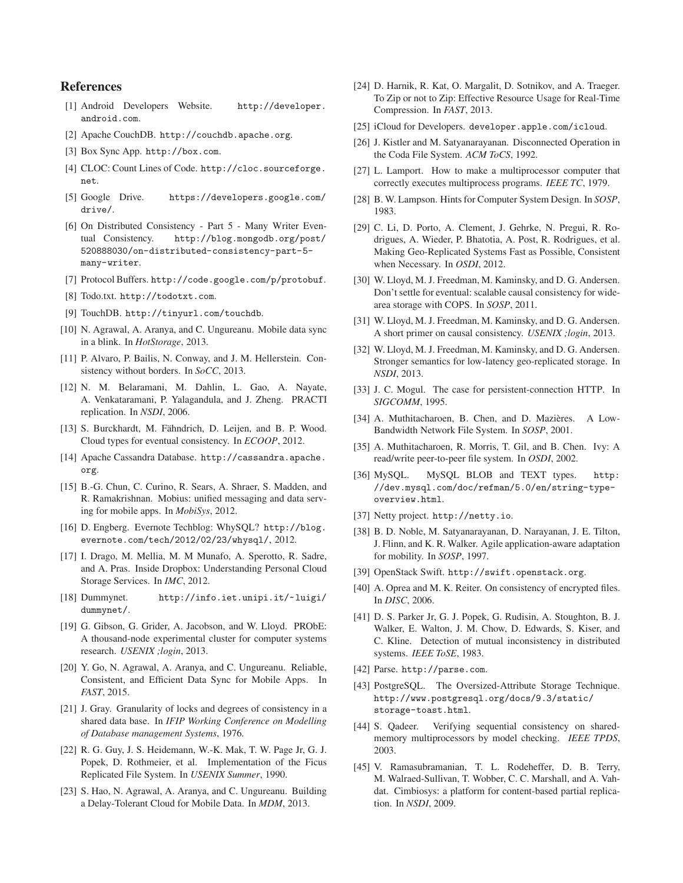## References

[1] Android Developers Website. http://developer.android.com.

[2] Apache CouchDB. http://couchdb.apache.org.

[3] Box Sync App. http://box.com.

[4] CLOC: Count Lines of Code. http://cloc.sourceforge.net.

[5] Google Drive. https://developers.google.com/drive/.

[6] On Distributed Consistency - Part 5 - Many Writer Eventual Consistency. http://blog.mongodb.org/post/520888030/on-distributed-consistency-part-5-many-writer.

[7] Protocol Buffers. http://code.google.com/p/protobuf.

[8] Todo.txt. http://todotxt.com.

[9] TouchDB. http://tinyurl.com/touchdb.

[10] N. Agrawal, A. Aranya, and C. Ungureanu. Mobile data sync in a blink. In *HotStorage*, 2013.

[11] P. Alvaro, P. Bailis, N. Conway, and J. M. Hellerstein. Consistency without borders. In *SoCC*, 2013.

[12] N. M. Belaramani, M. Dahlin, L. Gao, A. Nayate, A. Venkataramani, P. Yalagandula, and J. Zheng. PRACTI replication. In *NSDI*, 2006.

[13] S. Burckhardt, M. Fähndrich, D. Leijen, and B. P. Wood. Cloud types for eventual consistency. In *ECOOP*, 2012.

[14] Apache Cassandra Database. http://cassandra.apache.org.

[15] B.-G. Chun, C. Curino, R. Sears, A. Shraer, S. Madden, and R. Ramakrishnan. Mobius: unified messaging and data serving for mobile apps. In *MobiSys*, 2012.

[16] D. Engberg. Evernote Techblog: WhySQL? http://blog.evernote.com/tech/2012/02/23/whysql/, 2012.

[17] I. Drago, M. Mellia, M. M Munafo, A. Sperotto, R. Sadre, and A. Pras. Inside Dropbox: Understanding Personal Cloud Storage Services. In *IMC*, 2012.

[18] Dummynet. http://info.iet.unipi.it/~luigi/dummynet/.

[19] G. Gibson, G. Grider, A. Jacobson, and W. Lloyd. PRObE: A thousand-node experimental cluster for computer systems research. *USENIX ;login*, 2013.

[20] Y. Go, N. Agrawal, A. Aranya, and C. Ungureanu. Reliable, Consistent, and Efficient Data Sync for Mobile Apps. In *FAST*, 2015.

[21] J. Gray. Granularity of locks and degrees of consistency in a shared data base. In *IFIP Working Conference on Modelling of Database management Systems*, 1976.

[22] R. G. Guy, J. S. Heidemann, W.-K. Mak, T. W. Page Jr, G. J. Popek, D. Rothmeier, et al. Implementation of the Ficus Replicated File System. In *USENIX Summer*, 1990.

[23] S. Hao, N. Agrawal, A. Aranya, and C. Ungureanu. Building a Delay-Tolerant Cloud for Mobile Data. In *MDM*, 2013.

[24] D. Harnik, R. Kat, O. Margalit, D. Sotnikov, and A. Traeger. To Zip or not to Zip: Effective Resource Usage for Real-Time Compression. In *FAST*, 2013.

[25] iCloud for Developers. developer.apple.com/icloud.

[26] J. Kistler and M. Satyanarayanan. Disconnected Operation in the Coda File System. *ACM ToCS*, 1992.

[27] L. Lamport. How to make a multiprocessor computer that correctly executes multiprocess programs. *IEEE TC*, 1979.

[28] B. W. Lampson. Hints for Computer System Design. In *SOSP*, 1983.

[29] C. Li, D. Porto, A. Clement, J. Gehrke, N. Pregui, R. Rodrigues, A. Wieder, P. Bhatotia, A. Post, R. Rodrigues, et al. Making Geo-Replicated Systems Fast as Possible, Consistent when Necessary. In *OSDI*, 2012.

[30] W. Lloyd, M. J. Freedman, M. Kaminsky, and D. G. Andersen. Don't settle for eventual: scalable causal consistency for wide-area storage with COPS. In *SOSP*, 2011.

[31] W. Lloyd, M. J. Freedman, M. Kaminsky, and D. G. Andersen. A short primer on causal consistency. *USENIX ;login*, 2013.

[32] W. Lloyd, M. J. Freedman, M. Kaminsky, and D. G. Andersen. Stronger semantics for low-latency geo-replicated storage. In *NSDI*, 2013.

[33] J. C. Mogul. The case for persistent-connection HTTP. In *SIGCOMM*, 1995.

[34] A. Muthitacharoen, B. Chen, and D. Mazières. A Low-Bandwidth Network File System. In *SOSP*, 2001.

[35] A. Muthitacharoen, R. Morris, T. Gil, and B. Chen. Ivy: A read/write peer-to-peer file system. In *OSDI*, 2002.

[36] MySQL. MySQL BLOB and TEXT types. http://dev.mysql.com/doc/refman/5.0/en/string-type-overview.html.

[37] Netty project. http://netty.io.

[38] B. D. Noble, M. Satyanarayanan, D. Narayanan, J. E. Tilton, J. Flinn, and K. R. Walker. Agile application-aware adaptation for mobility. In *SOSP*, 1997.

[39] OpenStack Swift. http://swift.openstack.org.

[40] A. Oprea and M. K. Reiter. On consistency of encrypted files. In *DISC*, 2006.

[41] D. S. Parker Jr, G. J. Popek, G. Rudisin, A. Stoughton, B. J. Walker, E. Walton, J. M. Chow, D. Edwards, S. Kiser, and C. Kline. Detection of mutual inconsistency in distributed systems. *IEEE ToSE*, 1983.

[42] Parse. http://parse.com.

[43] PostgreSQL. The Oversized-Attribute Storage Technique. http://www.postgresql.org/docs/9.3/static/storage-toast.html.

[44] S. Qadeer. Verifying sequential consistency on shared-memory multiprocessors by model checking. *IEEE TPDS*, 2003.

[45] V. Ramasubramanian, T. L. Rodeheffer, D. B. Terry, M. Walraed-Sullivan, T. Wobber, C. C. Marshall, and A. Vahdat. Cimbiosys: a platform for content-based partial replication. In *NSDI*, 2009.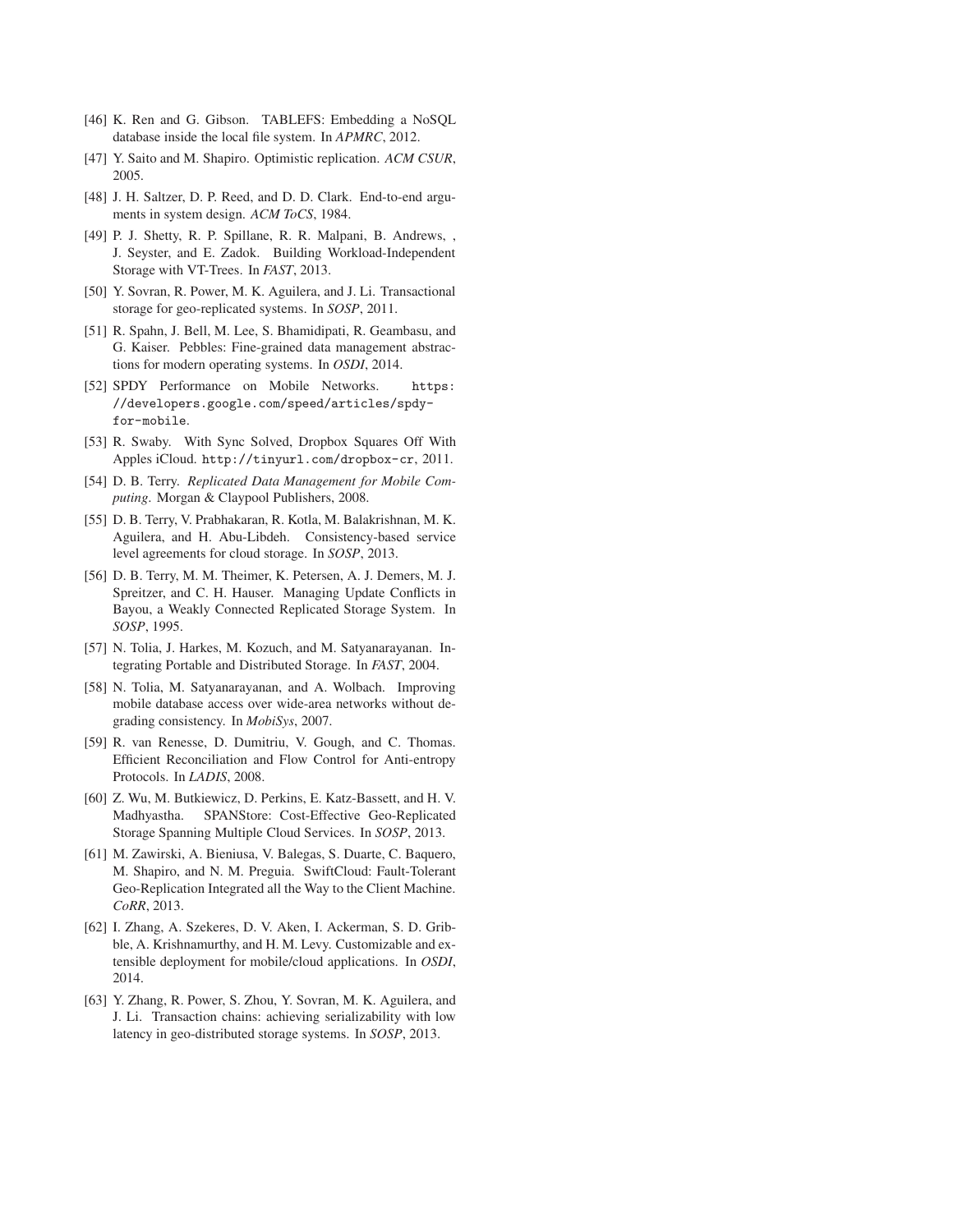[46] K. Ren and G. Gibson. TABLEFS: Embedding a NoSQL database inside the local file system. In *APMRC*, 2012.

[47] Y. Saito and M. Shapiro. Optimistic replication. *ACM CSUR*, 2005.

[48] J. H. Saltzer, D. P. Reed, and D. D. Clark. End-to-end arguments in system design. *ACM ToCS*, 1984.

[49] P. J. Shetty, R. P. Spillane, R. R. Malpani, B. Andrews, , J. Seyster, and E. Zadok. Building Workload-Independent Storage with VT-Trees. In *FAST*, 2013.

[50] Y. Sovran, R. Power, M. K. Aguilera, and J. Li. Transactional storage for geo-replicated systems. In *SOSP*, 2011.

[51] R. Spahn, J. Bell, M. Lee, S. Bhamidipati, R. Geambasu, and G. Kaiser. Pebbles: Fine-grained data management abstractions for modern operating systems. In *OSDI*, 2014.

[52] SPDY Performance on Mobile Networks. `https://developers.google.com/speed/articles/spdy-for-mobile`.

[53] R. Swaby. With Sync Solved, Dropbox Squares Off With Apples iCloud. `http://tinyurl.com/dropbox-cr`, 2011.

[54] D. B. Terry. *Replicated Data Management for Mobile Computing*. Morgan & Claypool Publishers, 2008.

[55] D. B. Terry, V. Prabhakaran, R. Kotla, M. Balakrishnan, M. K. Aguilera, and H. Abu-Libdeh. Consistency-based service level agreements for cloud storage. In *SOSP*, 2013.

[56] D. B. Terry, M. M. Theimer, K. Petersen, A. J. Demers, M. J. Spreitzer, and C. H. Hauser. Managing Update Conflicts in Bayou, a Weakly Connected Replicated Storage System. In *SOSP*, 1995.

[57] N. Tolia, J. Harkes, M. Kozuch, and M. Satyanarayanan. Integrating Portable and Distributed Storage. In *FAST*, 2004.

[58] N. Tolia, M. Satyanarayanan, and A. Wolbach. Improving mobile database access over wide-area networks without degrading consistency. In *MobiSys*, 2007.

[59] R. van Renesse, D. Dumitriu, V. Gough, and C. Thomas. Efficient Reconciliation and Flow Control for Anti-entropy Protocols. In *LADIS*, 2008.

[60] Z. Wu, M. Butkiewicz, D. Perkins, E. Katz-Bassett, and H. V. Madhyastha. SPANStore: Cost-Effective Geo-Replicated Storage Spanning Multiple Cloud Services. In *SOSP*, 2013.

[61] M. Zawirski, A. Bieniusa, V. Balegas, S. Duarte, C. Baquero, M. Shapiro, and N. M. Preguia. SwiftCloud: Fault-Tolerant Geo-Replication Integrated all the Way to the Client Machine. *CoRR*, 2013.

[62] I. Zhang, A. Szekeres, D. V. Aken, I. Ackerman, S. D. Gribble, A. Krishnamurthy, and H. M. Levy. Customizable and extensible deployment for mobile/cloud applications. In *OSDI*, 2014.

[63] Y. Zhang, R. Power, S. Zhou, Y. Sovran, M. K. Aguilera, and J. Li. Transaction chains: achieving serializability with low latency in geo-distributed storage systems. In *SOSP*, 2013.